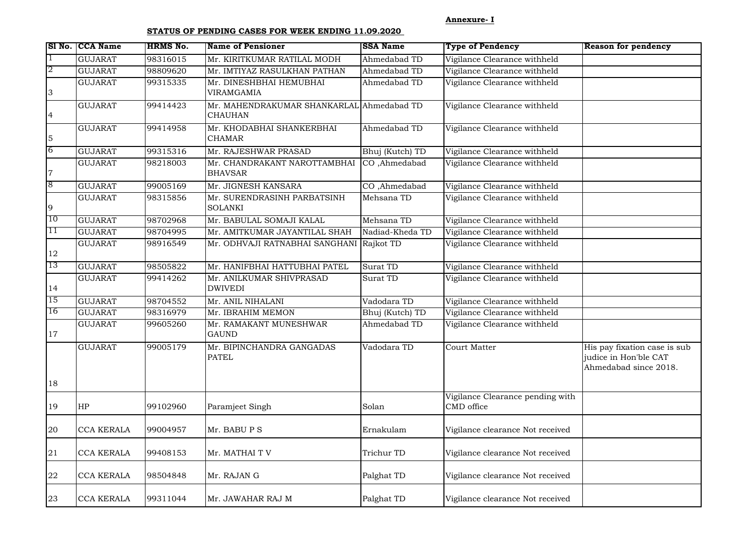**Annexure- I**

**STATUS OF PENDING CASES FOR WEEK ENDING 11.09.2020**

| Sl No. | CCA Name | HRMS No. | Name of Pensioner | SSA Name | Type of Pendency | Reason for pendency |
|---|---|---|---|---|---|---|
| 1 | GUJARAT | 98316015 | Mr. KIRITKUMAR RATILAL MODH | Ahmedabad TD | Vigilance Clearance withheld | |
| 2 | GUJARAT | 98809620 | Mr. IMTIYAZ RASULKHAN PATHAN | Ahmedabad TD | Vigilance Clearance withheld | |
| 3 | GUJARAT | 99315335 | Mr. DINESHBHAI HEMUBHAI VIRAMGAMIA | Ahmedabad TD | Vigilance Clearance withheld | |
| 4 | GUJARAT | 99414423 | Mr. MAHENDRAKUMAR SHANKARLAL CHAUHAN | Ahmedabad TD | Vigilance Clearance withheld | |
| 5 | GUJARAT | 99414958 | Mr. KHODABHAI SHANKERBHAI CHAMAR | Ahmedabad TD | Vigilance Clearance withheld | |
| 6 | GUJARAT | 99315316 | Mr. RAJESHWAR PRASAD | Bhuj (Kutch) TD | Vigilance Clearance withheld | |
| 7 | GUJARAT | 98218003 | Mr. CHANDRAKANT NAROTTAMBHAI BHAVSAR | CO ,Ahmedabad | Vigilance Clearance withheld | |
| 8 | GUJARAT | 99005169 | Mr. JIGNESH KANSARA | CO ,Ahmedabad | Vigilance Clearance withheld | |
| 9 | GUJARAT | 98315856 | Mr. SURENDRASINH PARBATSINH SOLANKI | Mehsana TD | Vigilance Clearance withheld | |
| 10 | GUJARAT | 98702968 | Mr. BABULAL SOMAJI KALAL | Mehsana TD | Vigilance Clearance withheld | |
| 11 | GUJARAT | 98704995 | Mr. AMITKUMAR JAYANTILAL SHAH | Nadiad-Kheda TD | Vigilance Clearance withheld | |
| 12 | GUJARAT | 98916549 | Mr. ODHVAJI RATNABHAI SANGHANI | Rajkot TD | Vigilance Clearance withheld | |
| 13 | GUJARAT | 98505822 | Mr. HANIFBHAI HATTUBHAI PATEL | Surat TD | Vigilance Clearance withheld | |
| 14 | GUJARAT | 99414262 | Mr. ANILKUMAR SHIVPRASAD DWIVEDI | Surat TD | Vigilance Clearance withheld | |
| 15 | GUJARAT | 98704552 | Mr. ANIL NIHALANI | Vadodara TD | Vigilance Clearance withheld | |
| 16 | GUJARAT | 98316979 | Mr. IBRAHIM MEMON | Bhuj (Kutch) TD | Vigilance Clearance withheld | |
| 17 | GUJARAT | 99605260 | Mr. RAMAKANT MUNESHWAR GAUND | Ahmedabad TD | Vigilance Clearance withheld | |
| 18 | GUJARAT | 99005179 | Mr. BIPINCHANDRA GANGADAS PATEL | Vadodara TD | Court Matter | His pay fixation case is sub judice in Hon'ble CAT Ahmedabad since 2018. |
| 19 | HP | 99102960 | Paramjeet Singh | Solan | Vigilance Clearance pending with CMD office | |
| 20 | CCA KERALA | 99004957 | Mr. BABU P S | Ernakulam | Vigilance clearance Not received | |
| 21 | CCA KERALA | 99408153 | Mr. MATHAI T V | Trichur TD | Vigilance clearance Not received | |
| 22 | CCA KERALA | 98504848 | Mr. RAJAN G | Palghat TD | Vigilance clearance Not received | |
| 23 | CCA KERALA | 99311044 | Mr. JAWAHAR RAJ M | Palghat TD | Vigilance clearance Not received | |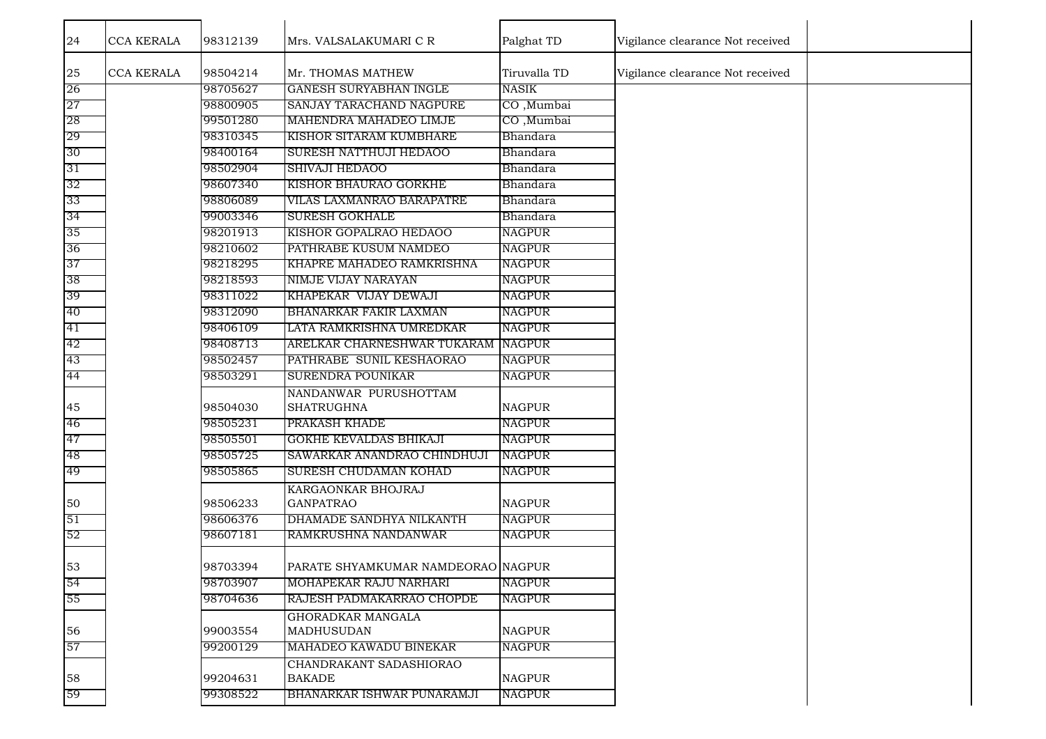| | | | | | | |
|---|---|---|---|---|---|---|
| 24 | CCA KERALA | 98312139 | Mrs. VALSALAKUMARI C R | Palghat TD | Vigilance clearance Not received | |
| 25 | CCA KERALA | 98504214 | Mr. THOMAS MATHEW | Tiruvalla TD | Vigilance clearance Not received | |
| 26 | | 98705627 | GANESH SURYABHAN INGLE | NASIK | | |
| 27 | | 98800905 | SANJAY TARACHAND NAGPURE | CO ,Mumbai | | |
| 28 | | 99501280 | MAHENDRA MAHADEO LIMJE | CO ,Mumbai | | |
| 29 | | 98310345 | KISHOR SITARAM KUMBHARE | Bhandara | | |
| 30 | | 98400164 | SURESH NATTHUJI HEDAOO | Bhandara | | |
| 31 | | 98502904 | SHIVAJI HEDAOO | Bhandara | | |
| 32 | | 98607340 | KISHOR BHAURAO GORKHE | Bhandara | | |
| 33 | | 98806089 | VILAS LAXMANRAO BARAPATRE | Bhandara | | |
| 34 | | 99003346 | SURESH GOKHALE | Bhandara | | |
| 35 | | 98201913 | KISHOR GOPALRAO HEDAOO | NAGPUR | | |
| 36 | | 98210602 | PATHRABE KUSUM NAMDEO | NAGPUR | | |
| 37 | | 98218295 | KHAPRE MAHADEO RAMKRISHNA | NAGPUR | | |
| 38 | | 98218593 | NIMJE VIJAY NARAYAN | NAGPUR | | |
| 39 | | 98311022 | KHAPEKAR VIJAY DEWAJI | NAGPUR | | |
| 40 | | 98312090 | BHANARKAR FAKIR LAXMAN | NAGPUR | | |
| 41 | | 98406109 | LATA RAMKRISHNA UMREDKAR | NAGPUR | | |
| 42 | | 98408713 | ARELKAR CHARNESHWAR TUKARAM | NAGPUR | | |
| 43 | | 98502457 | PATHRABE SUNIL KESHAORAO | NAGPUR | | |
| 44 | | 98503291 | SURENDRA POUNIKAR | NAGPUR | | |
| 45 | | 98504030 | NANDANWAR PURUSHOTTAM SHATRUGHNA | NAGPUR | | |
| 46 | | 98505231 | PRAKASH KHADE | NAGPUR | | |
| 47 | | 98505501 | GOKHE KEVALDAS BHIKAJI | NAGPUR | | |
| 48 | | 98505725 | SAWARKAR ANANDRAO CHINDHUJI | NAGPUR | | |
| 49 | | 98505865 | SURESH CHUDAMAN KOHAD | NAGPUR | | |
| 50 | | 98506233 | KARGAONKAR BHOJRAJ GANPATRAO | NAGPUR | | |
| 51 | | 98606376 | DHAMADE SANDHYA NILKANTH | NAGPUR | | |
| 52 | | 98607181 | RAMKRUSHNA NANDANWAR | NAGPUR | | |
| 53 | | 98703394 | PARATE SHYAMKUMAR NAMDEORAO | NAGPUR | | |
| 54 | | 98703907 | MOHAPEKAR RAJU NARHARI | NAGPUR | | |
| 55 | | 98704636 | RAJESH PADMAKARRAO CHOPDE | NAGPUR | | |
| 56 | | 99003554 | GHORADKAR MANGALA MADHUSUDAN | NAGPUR | | |
| 57 | | 99200129 | MAHADEO KAWADU BINEKAR | NAGPUR | | |
| 58 | | 99204631 | CHANDRAKANT SADASHIORAO BAKADE | NAGPUR | | |
| 59 | | 99308522 | BHANARKAR ISHWAR PUNARAMJI | NAGPUR | | |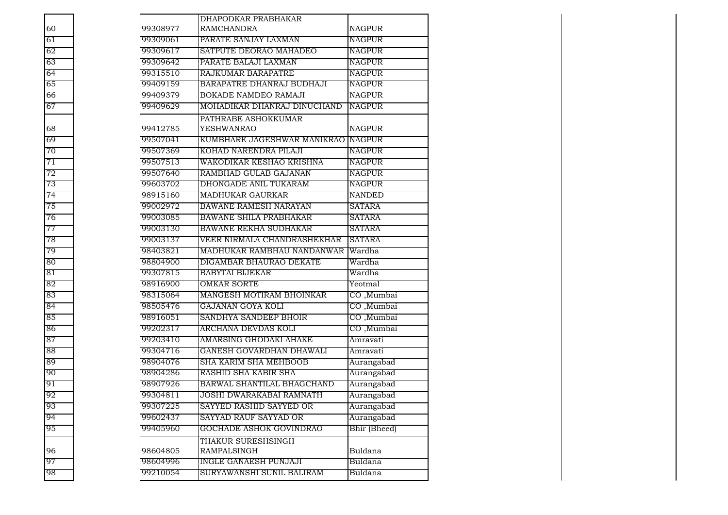| | | | | |
|---|---|---|---|---|
| 60 | | 99308977 | DHAPODKAR PRABHAKAR RAMCHANDRA | NAGPUR |
| 61 | | 99309061 | PARATE SANJAY LAXMAN | NAGPUR |
| 62 | | 99309617 | SATPUTE DEORAO MAHADEO | NAGPUR |
| 63 | | 99309642 | PARATE BALAJI LAXMAN | NAGPUR |
| 64 | | 99315510 | RAJKUMAR BARAPATRE | NAGPUR |
| 65 | | 99409159 | BARAPATRE DHANRAJ BUDHAJI | NAGPUR |
| 66 | | 99409379 | BOKADE NAMDEO RAMAJI | NAGPUR |
| 67 | | 99409629 | MOHADIKAR DHANRAJ DINUCHAND | NAGPUR |
| 68 | | 99412785 | PATHRABE ASHOKKUMAR YESHWANRAO | NAGPUR |
| 69 | | 99507041 | KUMBHARE JAGESHWAR MANIKRAO | NAGPUR |
| 70 | | 99507369 | KOHAD NARENDRA PILAJI | NAGPUR |
| 71 | | 99507513 | WAKODIKAR KESHAO KRISHNA | NAGPUR |
| 72 | | 99507640 | RAMBHAD GULAB GAJANAN | NAGPUR |
| 73 | | 99603702 | DHONGADE ANIL TUKARAM | NAGPUR |
| 74 | | 98915160 | MADHUKAR GAURKAR | NANDED |
| 75 | | 99002972 | BAWANE RAMESH NARAYAN | SATARA |
| 76 | | 99003085 | BAWANE SHILA PRABHAKAR | SATARA |
| 77 | | 99003130 | BAWANE REKHA SUDHAKAR | SATARA |
| 78 | | 99003137 | VEER NIRMALA CHANDRASHEKHAR | SATARA |
| 79 | | 98403821 | MADHUKAR RAMBHAU NANDANWAR | Wardha |
| 80 | | 98804900 | DIGAMBAR BHAURAO DEKATE | Wardha |
| 81 | | 99307815 | BABYTAI BIJEKAR | Wardha |
| 82 | | 98916900 | OMKAR SORTE | Yeotmal |
| 83 | | 98315064 | MANGESH MOTIRAM BHOINKAR | CO ,Mumbai |
| 84 | | 98505476 | GAJANAN GOYA KOLI | CO ,Mumbai |
| 85 | | 98916051 | SANDHYA SANDEEP BHOIR | CO ,Mumbai |
| 86 | | 99202317 | ARCHANA DEVDAS KOLI | CO ,Mumbai |
| 87 | | 99203410 | AMARSING GHODAKI AHAKE | Amravati |
| 88 | | 99304716 | GANESH GOVARDHAN DHAWALI | Amravati |
| 89 | | 98904076 | SHA KARIM SHA MEHBOOB | Aurangabad |
| 90 | | 98904286 | RASHID SHA KABIR SHA | Aurangabad |
| 91 | | 98907926 | BARWAL SHANTILAL BHAGCHAND | Aurangabad |
| 92 | | 99304811 | JOSHI DWARAKABAI RAMNATH | Aurangabad |
| 93 | | 99307225 | SAYYED RASHID SAYYED OR | Aurangabad |
| 94 | | 99602437 | SAYYAD RAUF SAYYAD OR | Aurangabad |
| 95 | | 99405960 | GOCHADE ASHOK GOVINDRAO | Bhir (Bheed) |
| 96 | | 98604805 | THAKUR SURESHSINGH RAMPALSINGH | Buldana |
| 97 | | 98604996 | INGLE GANAESH PUNJAJI | Buldana |
| 98 | | 99210054 | SURYAWANSHI SUNIL BALIRAM | Buldana |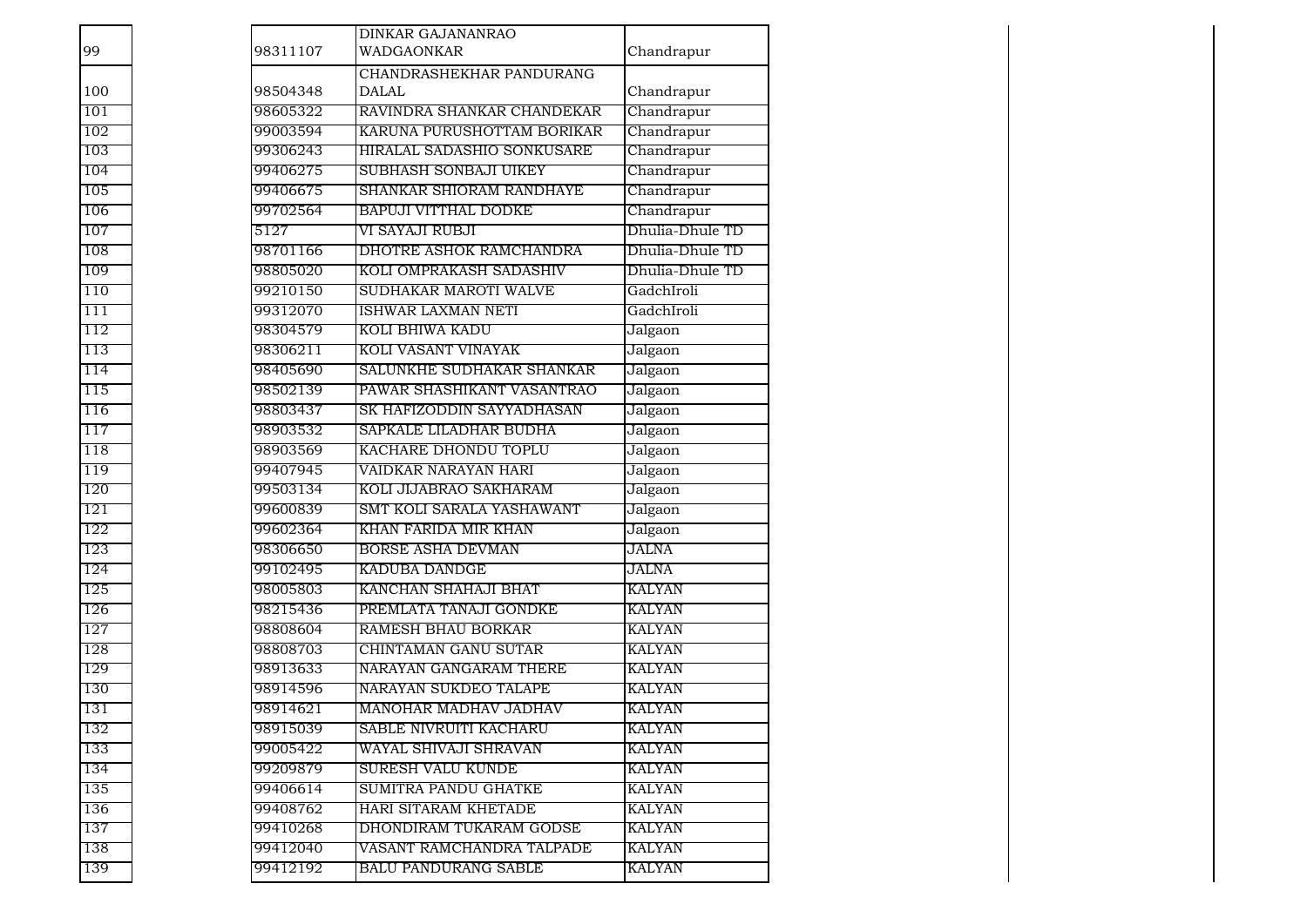| | | | | | |
|---|---|---|---|---|---|
| 99 | | 98311107 | DINKAR GAJANANRAO WADGAONKAR | Chandrapur | |
| 100 | | 98504348 | CHANDRASHEKHAR PANDURANG DALAL | Chandrapur | |
| 101 | | 98605322 | RAVINDRA SHANKAR CHANDEKAR | Chandrapur | |
| 102 | | 99003594 | KARUNA PURUSHOTTAM BORIKAR | Chandrapur | |
| 103 | | 99306243 | HIRALAL SADASHIO SONKUSARE | Chandrapur | |
| 104 | | 99406275 | SUBHASH SONBAJI UIKEY | Chandrapur | |
| 105 | | 99406675 | SHANKAR SHIORAM RANDHAYE | Chandrapur | |
| 106 | | 99702564 | BAPUJI VITTHAL DODKE | Chandrapur | |
| 107 | | 5127 | VI SAYAJI RUBJI | Dhulia-Dhule TD | |
| 108 | | 98701166 | DHOTRE ASHOK RAMCHANDRA | Dhulia-Dhule TD | |
| 109 | | 98805020 | KOLI OMPRAKASH SADASHIV | Dhulia-Dhule TD | |
| 110 | | 99210150 | SUDHAKAR MAROTI WALVE | GadchIroli | |
| 111 | | 99312070 | ISHWAR LAXMAN NETI | GadchIroli | |
| 112 | | 98304579 | KOLI BHIWA KADU | Jalgaon | |
| 113 | | 98306211 | KOLI VASANT VINAYAK | Jalgaon | |
| 114 | | 98405690 | SALUNKHE SUDHAKAR SHANKAR | Jalgaon | |
| 115 | | 98502139 | PAWAR SHASHIKANT VASANTRAO | Jalgaon | |
| 116 | | 98803437 | SK HAFIZODDIN SAYYADHASAN | Jalgaon | |
| 117 | | 98903532 | SAPKALE LILADHAR BUDHA | Jalgaon | |
| 118 | | 98903569 | KACHARE DHONDU TOPLU | Jalgaon | |
| 119 | | 99407945 | VAIDKAR NARAYAN HARI | Jalgaon | |
| 120 | | 99503134 | KOLI JIJABRAO SAKHARAM | Jalgaon | |
| 121 | | 99600839 | SMT KOLI SARALA YASHAWANT | Jalgaon | |
| 122 | | 99602364 | KHAN FARIDA MIR KHAN | Jalgaon | |
| 123 | | 98306650 | BORSE ASHA DEVMAN | JALNA | |
| 124 | | 99102495 | KADUBA DANDGE | JALNA | |
| 125 | | 98005803 | KANCHAN SHAHAJI BHAT | KALYAN | |
| 126 | | 98215436 | PREMLATA TANAJI GONDKE | KALYAN | |
| 127 | | 98808604 | RAMESH BHAU BORKAR | KALYAN | |
| 128 | | 98808703 | CHINTAMAN GANU SUTAR | KALYAN | |
| 129 | | 98913633 | NARAYAN GANGARAM THERE | KALYAN | |
| 130 | | 98914596 | NARAYAN SUKDEO TALAPE | KALYAN | |
| 131 | | 98914621 | MANOHAR MADHAV JADHAV | KALYAN | |
| 132 | | 98915039 | SABLE NIVRUITI KACHARU | KALYAN | |
| 133 | | 99005422 | WAYAL SHIVAJI SHRAVAN | KALYAN | |
| 134 | | 99209879 | SURESH VALU KUNDE | KALYAN | |
| 135 | | 99406614 | SUMITRA PANDU GHATKE | KALYAN | |
| 136 | | 99408762 | HARI SITARAM KHETADE | KALYAN | |
| 137 | | 99410268 | DHONDIRAM TUKARAM GODSE | KALYAN | |
| 138 | | 99412040 | VASANT RAMCHANDRA TALPADE | KALYAN | |
| 139 | | 99412192 | BALU PANDURANG SABLE | KALYAN | |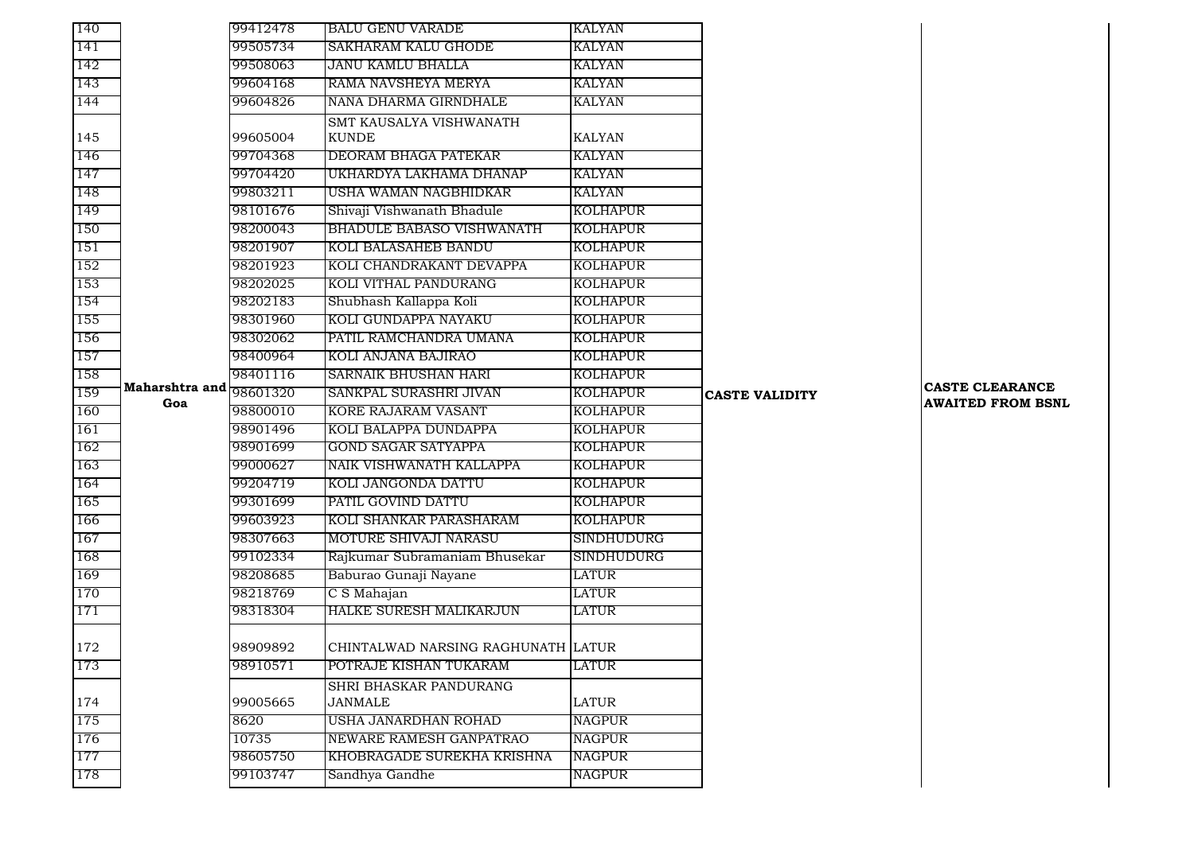| | | | | | | |
|---|---|---|---|---|---|---|
| 140 | | 99412478 | BALU GENU VARADE | KALYAN | | |
| 141 | | 99505734 | SAKHARAM KALU GHODE | KALYAN | | |
| 142 | | 99508063 | JANU KAMLU BHALLA | KALYAN | | |
| 143 | | 99604168 | RAMA NAVSHEYA MERYA | KALYAN | | |
| 144 | | 99604826 | NANA DHARMA GIRNDHALE | KALYAN | | |
| 145 | | 99605004 | SMT KAUSALYA VISHWANATH KUNDE | KALYAN | | |
| 146 | | 99704368 | DEORAM BHAGA PATEKAR | KALYAN | | |
| 147 | | 99704420 | UKHARDYA LAKHAMA DHANAP | KALYAN | | |
| 148 | | 99803211 | USHA WAMAN NAGBHIDKAR | KALYAN | | |
| 149 | | 98101676 | Shivaji Vishwanath Bhadule | KOLHAPUR | | |
| 150 | | 98200043 | BHADULE BABASO VISHWANATH | KOLHAPUR | | |
| 151 | | 98201907 | KOLI BALASAHEB BANDU | KOLHAPUR | | |
| 152 | | 98201923 | KOLI CHANDRAKANT DEVAPPA | KOLHAPUR | | |
| 153 | | 98202025 | KOLI VITHAL PANDURANG | KOLHAPUR | | |
| 154 | | 98202183 | Shubhash Kallappa Koli | KOLHAPUR | | |
| 155 | | 98301960 | KOLI GUNDAPPA NAYAKU | KOLHAPUR | | |
| 156 | | 98302062 | PATIL RAMCHANDRA UMANA | KOLHAPUR | | |
| 157 | | 98400964 | KOLI ANJANA BAJIRAO | KOLHAPUR | | |
| 158 | | 98401116 | SARNAIK BHUSHAN HARI | KOLHAPUR | | |
| 159 | **Maharshtra and Goa** | 98601320 | SANKPAL SURASHRI JIVAN | KOLHAPUR | **CASTE VALIDITY** | **CASTE CLEARANCE AWAITED FROM BSNL** |
| 160 | | 98800010 | KORE RAJARAM VASANT | KOLHAPUR | | |
| 161 | | 98901496 | KOLI BALAPPA DUNDAPPA | KOLHAPUR | | |
| 162 | | 98901699 | GOND SAGAR SATYAPPA | KOLHAPUR | | |
| 163 | | 99000627 | NAIK VISHWANATH KALLAPPA | KOLHAPUR | | |
| 164 | | 99204719 | KOLI JANGONDA DATTU | KOLHAPUR | | |
| 165 | | 99301699 | PATIL GOVIND DATTU | KOLHAPUR | | |
| 166 | | 99603923 | KOLI SHANKAR PARASHARAM | KOLHAPUR | | |
| 167 | | 98307663 | MOTURE SHIVAJI NARASU | SINDHUDURG | | |
| 168 | | 99102334 | Rajkumar Subramaniam Bhusekar | SINDHUDURG | | |
| 169 | | 98208685 | Baburao Gunaji Nayane | LATUR | | |
| 170 | | 98218769 | C S Mahajan | LATUR | | |
| 171 | | 98318304 | HALKE SURESH MALIKARJUN | LATUR | | |
| 172 | | 98909892 | CHINTALWAD NARSING RAGHUNATH | LATUR | | |
| 173 | | 98910571 | POTRAJE KISHAN TUKARAM | LATUR | | |
| 174 | | 99005665 | SHRI BHASKAR PANDURANG JANMALE | LATUR | | |
| 175 | | 8620 | USHA JANARDHAN ROHAD | NAGPUR | | |
| 176 | | 10735 | NEWARE RAMESH GANPATRAO | NAGPUR | | |
| 177 | | 98605750 | KHOBRAGADE SUREKHA KRISHNA | NAGPUR | | |
| 178 | | 99103747 | Sandhya Gandhe | NAGPUR | | |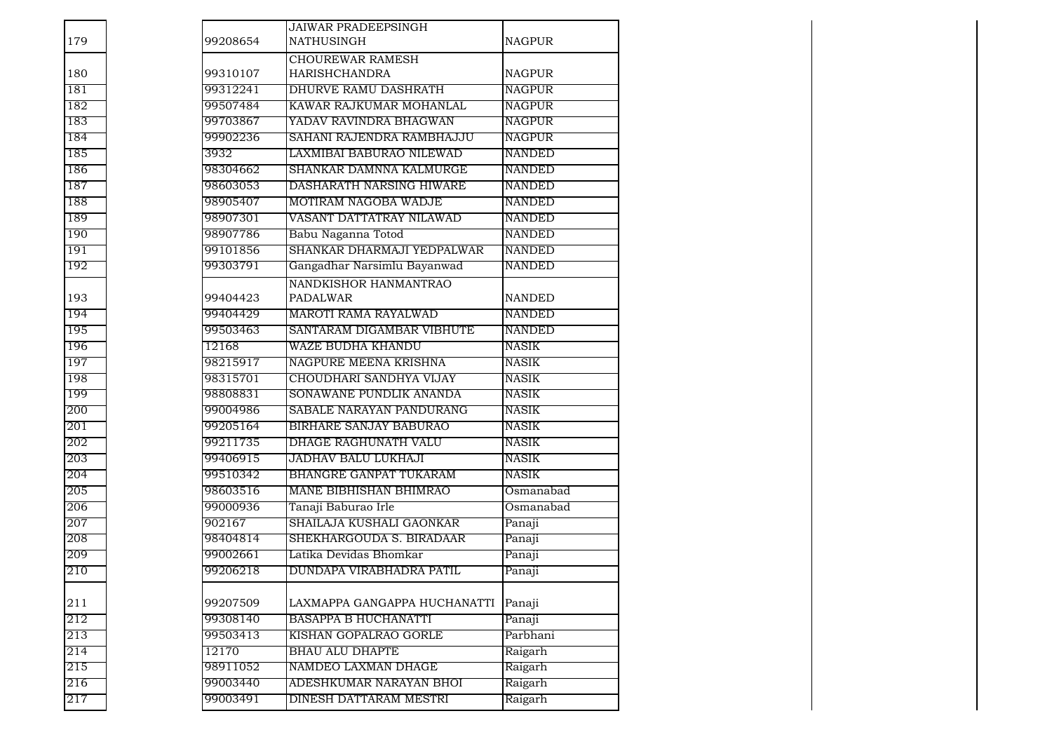| | | | | | |
|---|---|---|---|---|---|
| 179 | | 99208654 | JAIWAR PRADEEPSINGH NATHUSINGH | NAGPUR | |
| 180 | | 99310107 | CHOUREWAR RAMESH HARISHCHANDRA | NAGPUR | |
| 181 | | 99312241 | DHURVE RAMU DASHRATH | NAGPUR | |
| 182 | | 99507484 | KAWAR RAJKUMAR MOHANLAL | NAGPUR | |
| 183 | | 99703867 | YADAV RAVINDRA BHAGWAN | NAGPUR | |
| 184 | | 99902236 | SAHANI RAJENDRA RAMBHAJJU | NAGPUR | |
| 185 | | 3932 | LAXMIBAI BABURAO NILEWAD | NANDED | |
| 186 | | 98304662 | SHANKAR DAMNNA KALMURGE | NANDED | |
| 187 | | 98603053 | DASHARATH NARSING HIWARE | NANDED | |
| 188 | | 98905407 | MOTIRAM NAGOBA WADJE | NANDED | |
| 189 | | 98907301 | VASANT DATTATRAY NILAWAD | NANDED | |
| 190 | | 98907786 | Babu Naganna Totod | NANDED | |
| 191 | | 99101856 | SHANKAR DHARMAJI YEDPALWAR | NANDED | |
| 192 | | 99303791 | Gangadhar Narsimlu Bayanwad | NANDED | |
| 193 | | 99404423 | NANDKISHOR HANMANTRAO PADALWAR | NANDED | |
| 194 | | 99404429 | MAROTI RAMA RAYALWAD | NANDED | |
| 195 | | 99503463 | SANTARAM DIGAMBAR VIBHUTE | NANDED | |
| 196 | | 12168 | WAZE BUDHA KHANDU | NASIK | |
| 197 | | 98215917 | NAGPURE MEENA KRISHNA | NASIK | |
| 198 | | 98315701 | CHOUDHARI SANDHYA VIJAY | NASIK | |
| 199 | | 98808831 | SONAWANE PUNDLIK ANANDA | NASIK | |
| 200 | | 99004986 | SABALE NARAYAN PANDURANG | NASIK | |
| 201 | | 99205164 | BIRHARE SANJAY BABURAO | NASIK | |
| 202 | | 99211735 | DHAGE RAGHUNATH VALU | NASIK | |
| 203 | | 99406915 | JADHAV BALU LUKHAJI | NASIK | |
| 204 | | 99510342 | BHANGRE GANPAT TUKARAM | NASIK | |
| 205 | | 98603516 | MANE BIBHISHAN BHIMRAO | Osmanabad | |
| 206 | | 99000936 | Tanaji Baburao Irle | Osmanabad | |
| 207 | | 902167 | SHAILAJA KUSHALI GAONKAR | Panaji | |
| 208 | | 98404814 | SHEKHARGOUDA S. BIRADAAR | Panaji | |
| 209 | | 99002661 | Latika Devidas Bhomkar | Panaji | |
| 210 | | 99206218 | DUNDAPA VIRABHADRA PATIL | Panaji | |
| 211 | | 99207509 | LAXMAPPA GANGAPPA HUCHANATTI | Panaji | |
| 212 | | 99308140 | BASAPPA B HUCHANATTI | Panaji | |
| 213 | | 99503413 | KISHAN GOPALRAO GORLE | Parbhani | |
| 214 | | 12170 | BHAU ALU DHAPTE | Raigarh | |
| 215 | | 98911052 | NAMDEO LAXMAN DHAGE | Raigarh | |
| 216 | | 99003440 | ADESHKUMAR NARAYAN BHOI | Raigarh | |
| 217 | | 99003491 | DINESH DATTARAM MESTRI | Raigarh | |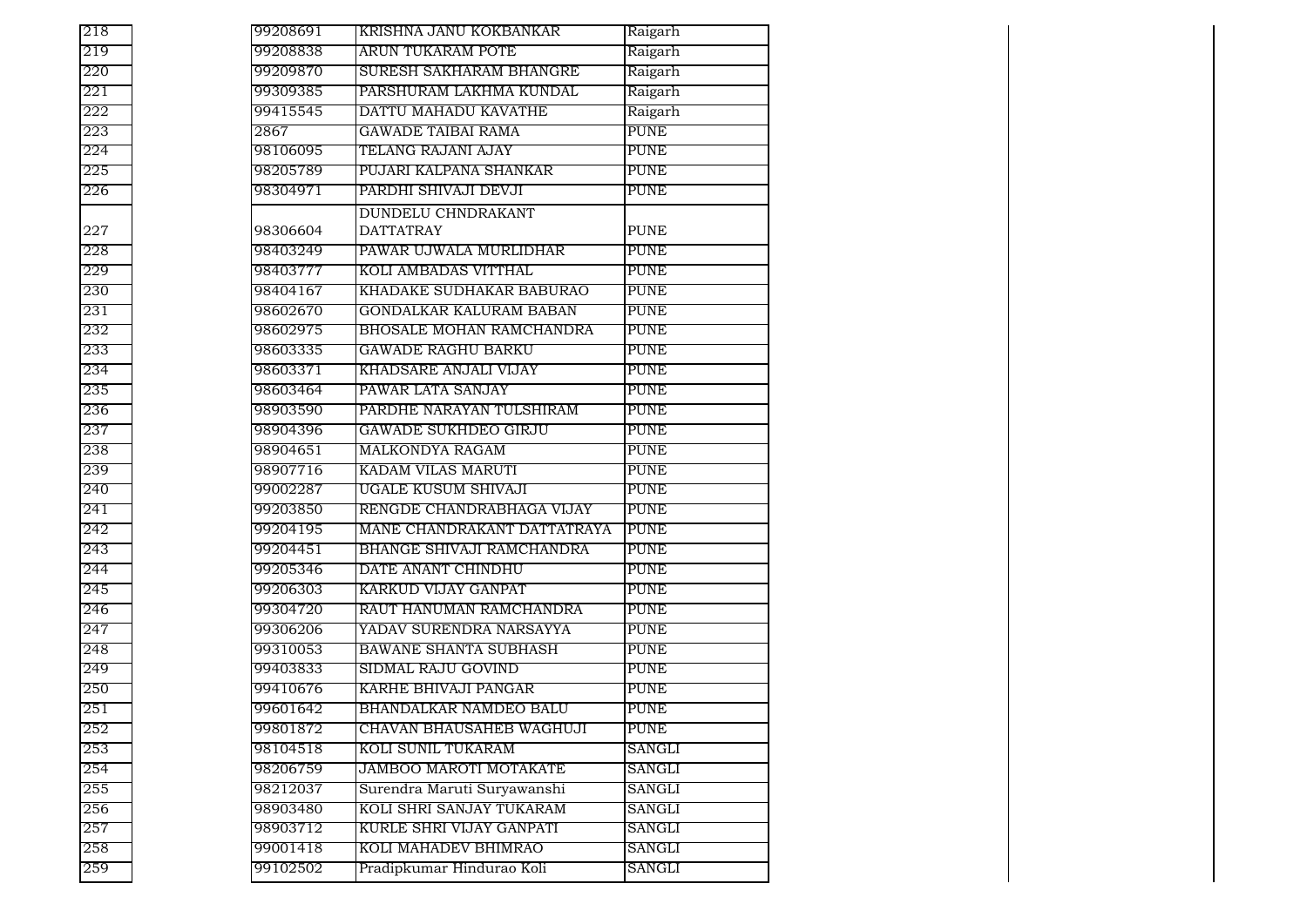| | | | |
|---|---|---|---|
| 218 | 99208691 | KRISHNA JANU KOKBANKAR | Raigarh |
| 219 | 99208838 | ARUN TUKARAM POTE | Raigarh |
| 220 | 99209870 | SURESH SAKHARAM BHANGRE | Raigarh |
| 221 | 99309385 | PARSHURAM LAKHMA KUNDAL | Raigarh |
| 222 | 99415545 | DATTU MAHADU KAVATHE | Raigarh |
| 223 | 2867 | GAWADE TAIBAI RAMA | PUNE |
| 224 | 98106095 | TELANG RAJANI AJAY | PUNE |
| 225 | 98205789 | PUJARI KALPANA SHANKAR | PUNE |
| 226 | 98304971 | PARDHI SHIVAJI DEVJI | PUNE |
| 227 | 98306604 | DUNDELU CHNDRAKANT DATTATRAY | PUNE |
| 228 | 98403249 | PAWAR UJWALA MURLIDHAR | PUNE |
| 229 | 98403777 | KOLI AMBADAS VITTHAL | PUNE |
| 230 | 98404167 | KHADAKE SUDHAKAR BABURAO | PUNE |
| 231 | 98602670 | GONDALKAR KALURAM BABAN | PUNE |
| 232 | 98602975 | BHOSALE MOHAN RAMCHANDRA | PUNE |
| 233 | 98603335 | GAWADE RAGHU BARKU | PUNE |
| 234 | 98603371 | KHADSARE ANJALI VIJAY | PUNE |
| 235 | 98603464 | PAWAR LATA SANJAY | PUNE |
| 236 | 98903590 | PARDHE NARAYAN TULSHIRAM | PUNE |
| 237 | 98904396 | GAWADE SUKHDEO GIRJU | PUNE |
| 238 | 98904651 | MALKONDYA RAGAM | PUNE |
| 239 | 98907716 | KADAM VILAS MARUTI | PUNE |
| 240 | 99002287 | UGALE KUSUM SHIVAJI | PUNE |
| 241 | 99203850 | RENGDE CHANDRABHAGA VIJAY | PUNE |
| 242 | 99204195 | MANE CHANDRAKANT DATTATRAYA | PUNE |
| 243 | 99204451 | BHANGE SHIVAJI RAMCHANDRA | PUNE |
| 244 | 99205346 | DATE ANANT CHINDHU | PUNE |
| 245 | 99206303 | KARKUD VIJAY GANPAT | PUNE |
| 246 | 99304720 | RAUT HANUMAN RAMCHANDRA | PUNE |
| 247 | 99306206 | YADAV SURENDRA NARSAYYA | PUNE |
| 248 | 99310053 | BAWANE SHANTA SUBHASH | PUNE |
| 249 | 99403833 | SIDMAL RAJU GOVIND | PUNE |
| 250 | 99410676 | KARHE BHIVAJI PANGAR | PUNE |
| 251 | 99601642 | BHANDALKAR NAMDEO BALU | PUNE |
| 252 | 99801872 | CHAVAN BHAUSAHEB WAGHUJI | PUNE |
| 253 | 98104518 | KOLI SUNIL TUKARAM | SANGLI |
| 254 | 98206759 | JAMBOO MAROTI MOTAKATE | SANGLI |
| 255 | 98212037 | Surendra Maruti Suryawanshi | SANGLI |
| 256 | 98903480 | KOLI SHRI SANJAY TUKARAM | SANGLI |
| 257 | 98903712 | KURLE SHRI VIJAY GANPATI | SANGLI |
| 258 | 99001418 | KOLI MAHADEV BHIMRAO | SANGLI |
| 259 | 99102502 | Pradipkumar Hindurao Koli | SANGLI |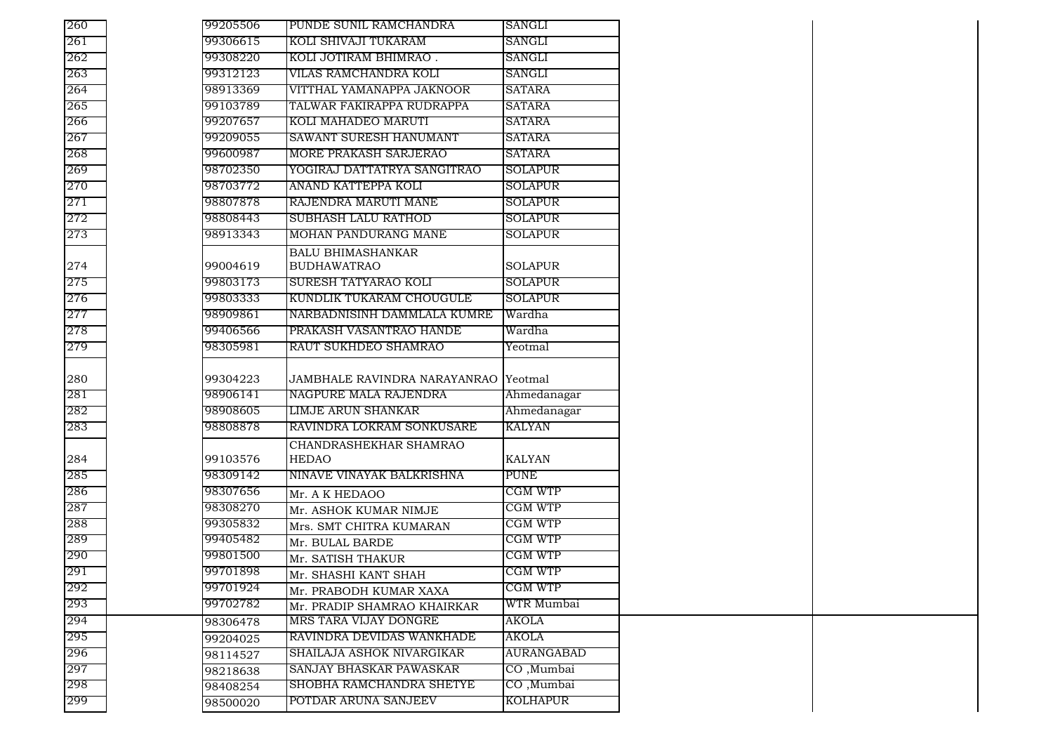| | | | | | |
|---|---|---|---|---|---|
| 260 | 99205506 | PUNDE SUNIL RAMCHANDRA | SANGLI | | |
| 261 | 99306615 | KOLI SHIVAJI TUKARAM | SANGLI | | |
| 262 | 99308220 | KOLI JOTIRAM BHIMRAO . | SANGLI | | |
| 263 | 99312123 | VILAS RAMCHANDRA KOLI | SANGLI | | |
| 264 | 98913369 | VITTHAL YAMANAPPA JAKNOOR | SATARA | | |
| 265 | 99103789 | TALWAR FAKIRAPPA RUDRAPPA | SATARA | | |
| 266 | 99207657 | KOLI MAHADEO MARUTI | SATARA | | |
| 267 | 99209055 | SAWANT SURESH HANUMANT | SATARA | | |
| 268 | 99600987 | MORE PRAKASH SARJERAO | SATARA | | |
| 269 | 98702350 | YOGIRAJ DATTATRYA SANGITRAO | SOLAPUR | | |
| 270 | 98703772 | ANAND KATTEPPA KOLI | SOLAPUR | | |
| 271 | 98807878 | RAJENDRA MARUTI MANE | SOLAPUR | | |
| 272 | 98808443 | SUBHASH LALU RATHOD | SOLAPUR | | |
| 273 | 98913343 | MOHAN PANDURANG MANE | SOLAPUR | | |
| 274 | 99004619 | BALU BHIMASHANKAR BUDHAWATRAO | SOLAPUR | | |
| 275 | 99803173 | SURESH TATYARAO KOLI | SOLAPUR | | |
| 276 | 99803333 | KUNDLIK TUKARAM CHOUGULE | SOLAPUR | | |
| 277 | 98909861 | NARBADNISINH DAMMLALA KUMRE | Wardha | | |
| 278 | 99406566 | PRAKASH VASANTRAO HANDE | Wardha | | |
| 279 | 98305981 | RAUT SUKHDEO SHAMRAO | Yeotmal | | |
| 280 | 99304223 | JAMBHALE RAVINDRA NARAYANRAO | Yeotmal | | |
| 281 | 98906141 | NAGPURE MALA RAJENDRA | Ahmedanagar | | |
| 282 | 98908605 | LIMJE ARUN SHANKAR | Ahmedanagar | | |
| 283 | 98808878 | RAVINDRA LOKRAM SONKUSARE | KALYAN | | |
| 284 | 99103576 | CHANDRASHEKHAR SHAMRAO HEDAO | KALYAN | | |
| 285 | 98309142 | NINAVE VINAYAK BALKRISHNA | PUNE | | |
| 286 | 98307656 | Mr. A K HEDAOO | CGM WTP | | |
| 287 | 98308270 | Mr. ASHOK KUMAR NIMJE | CGM WTP | | |
| 288 | 99305832 | Mrs. SMT CHITRA KUMARAN | CGM WTP | | |
| 289 | 99405482 | Mr. BULAL BARDE | CGM WTP | | |
| 290 | 99801500 | Mr. SATISH THAKUR | CGM WTP | | |
| 291 | 99701898 | Mr. SHASHI KANT SHAH | CGM WTP | | |
| 292 | 99701924 | Mr. PRABODH KUMAR XAXA | CGM WTP | | |
| 293 | 99702782 | Mr. PRADIP SHAMRAO KHAIRKAR | WTR Mumbai | | |
| 294 | 98306478 | MRS TARA VIJAY DONGRE | AKOLA | | |
| 295 | 99204025 | RAVINDRA DEVIDAS WANKHADE | AKOLA | | |
| 296 | 98114527 | SHAILAJA ASHOK NIVARGIKAR | AURANGABAD | | |
| 297 | 98218638 | SANJAY BHASKAR PAWASKAR | CO ,Mumbai | | |
| 298 | 98408254 | SHOBHA RAMCHANDRA SHETYE | CO ,Mumbai | | |
| 299 | 98500020 | POTDAR ARUNA SANJEEV | KOLHAPUR | | |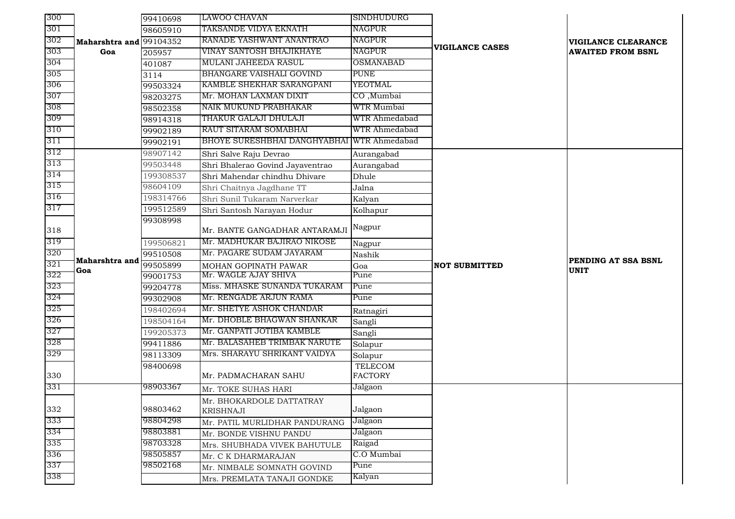| | | | | | | |
|---|---|---|---|---|---|---|
| 300 | Maharshtra and Goa | 99410698 | LAWOO CHAVAN | SINDHUDURG | VIGILANCE CASES | VIGILANCE CLEARANCE AWAITED FROM BSNL |
| 301 | | 98605910 | TAKSANDE VIDYA EKNATH | NAGPUR | | |
| 302 | | 99104352 | RANADE YASHWANT ANANTRAO | NAGPUR | | |
| 303 | | 205957 | VINAY SANTOSH BHAJIKHAYE | NAGPUR | | |
| 304 | | 401087 | MULANI JAHEEDA RASUL | OSMANABAD | | |
| 305 | | 3114 | BHANGARE VAISHALI GOVIND | PUNE | | |
| 306 | | 99503324 | KAMBLE SHEKHAR SARANGPANI | YEOTMAL | | |
| 307 | | 98203275 | Mr. MOHAN LAXMAN DIXIT | CO ,Mumbai | | |
| 308 | | 98502358 | NAIK MUKUND PRABHAKAR | WTR Mumbai | | |
| 309 | | 98914318 | THAKUR GALAJI DHULAJI | WTR Ahmedabad | | |
| 310 | | 99902189 | RAUT SITARAM SOMABHAI | WTR Ahmedabad | | |
| 311 | | 99902191 | BHOYE SURESHBHAI DANGHYABHAI | WTR Ahmedabad | | |
| 312 | Maharshtra and Goa | 98907142 | Shri Salve Raju Devrao | Aurangabad | NOT SUBMITTED | PENDING AT SSA BSNL UNIT |
| 313 | | 99503448 | Shri Bhalerao Govind Jayaventrao | Aurangabad | | |
| 314 | | 199308537 | Shri Mahendar chindhu Dhivare | Dhule | | |
| 315 | | 98604109 | Shri Chaitnya Jagdhane TT | Jalna | | |
| 316 | | 198314766 | Shri Sunil Tukaram Narverkar | Kalyan | | |
| 317 | | 199512589 | Shri Santosh Narayan Hodur | Kolhapur | | |
| 318 | | 99308998 | Mr. BANTE GANGADHAR ANTARAMJI | Nagpur | | |
| 319 | | 199506821 | Mr. MADHUKAR BAJIRAO NIKOSE | Nagpur | | |
| 320 | | 99510508 | Mr. PAGARE SUDAM JAYARAM | Nashik | | |
| 321 | | 99505899 | MOHAN GOPINATH PAWAR | Goa | | |
| 322 | | 99001753 | Mr. WAGLE AJAY SHIVA | Pune | | |
| 323 | | 99204778 | Miss. MHASKE SUNANDA TUKARAM | Pune | | |
| 324 | | 99302908 | Mr. RENGADE ARJUN RAMA | Pune | | |
| 325 | | 198402694 | Mr. SHETYE ASHOK CHANDAR | Ratnagiri | | |
| 326 | | 198504164 | Mr. DHOBLE BHAGWAN SHANKAR | Sangli | | |
| 327 | | 199205373 | Mr. GANPATI JOTIBA KAMBLE | Sangli | | |
| 328 | | 99411886 | Mr. BALASAHEB TRIMBAK NARUTE | Solapur | | |
| 329 | | 98113309 | Mrs. SHARAYU SHRIKANT VAIDYA | Solapur | | |
| 330 | | 98400698 | Mr. PADMACHARAN SAHU | TELECOM FACTORY | | |
| 331 | | 98903367 | Mr. TOKE SUHAS HARI | Jalgaon | | |
| 332 | | 98803462 | Mr. BHOKARDOLE DATTATRAY KRISHNAJI | Jalgaon | | |
| 333 | | 98804298 | Mr. PATIL MURLIDHAR PANDURANG | Jalgaon | | |
| 334 | | 98803881 | Mr. BONDE VISHNU PANDU | Jalgaon | | |
| 335 | | 98703328 | Mrs. SHUBHADA VIVEK BAHUTULE | Raigad | | |
| 336 | | 98505857 | Mr. C K DHARMARAJAN | C.O Mumbai | | |
| 337 | | 98502168 | Mr. NIMBALE SOMNATH GOVIND | Pune | | |
| 338 | | | Mrs. PREMLATA TANAJI GONDKE | Kalyan | | |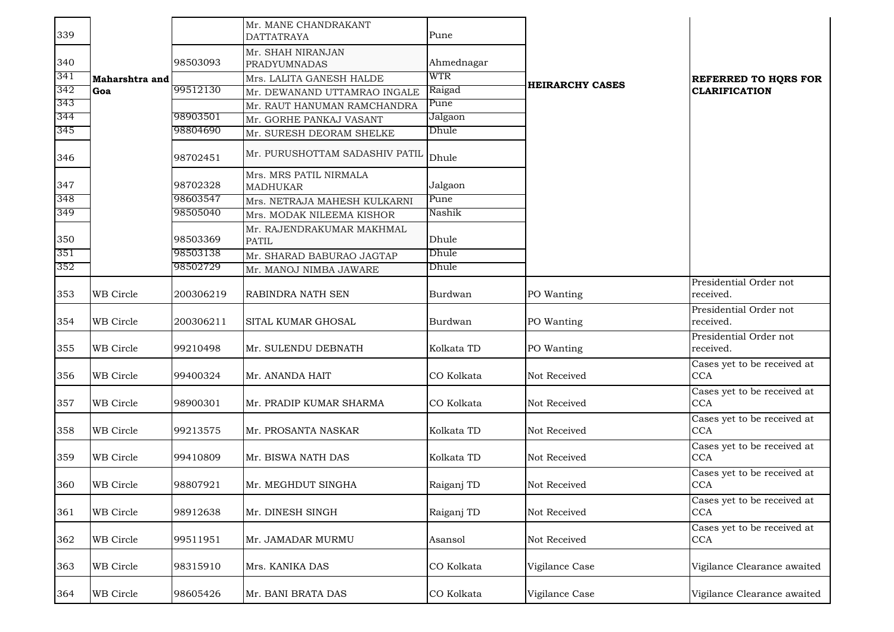| | | | | | | |
|---|---|---|---|---|---|---|
| 339 | Maharshtra and Goa | | Mr. MANE CHANDRAKANT DATTATRAYA | Pune | HEIRARCHY CASES | REFERRED TO HQRS FOR CLARIFICATION |
| 340 | | 98503093 | Mr. SHAH NIRANJAN PRADYUMNADAS | Ahmednagar | | |
| 341 | | | Mrs. LALITA GANESH HALDE | WTR | | |
| 342 | | 99512130 | Mr. DEWANAND UTTAMRAO INGALE | Raigad | | |
| 343 | | | Mr. RAUT HANUMAN RAMCHANDRA | Pune | | |
| 344 | | 98903501 | Mr. GORHE PANKAJ VASANT | Jalgaon | | |
| 345 | | 98804690 | Mr. SURESH DEORAM SHELKE | Dhule | | |
| 346 | | 98702451 | Mr. PURUSHOTTAM SADASHIV PATIL | Dhule | | |
| 347 | | 98702328 | Mrs. MRS PATIL NIRMALA MADHUKAR | Jalgaon | | |
| 348 | | 98603547 | Mrs. NETRAJA MAHESH KULKARNI | Pune | | |
| 349 | | 98505040 | Mrs. MODAK NILEEMA KISHOR | Nashik | | |
| 350 | | 98503369 | Mr. RAJENDRAKUMAR MAKHMAL PATIL | Dhule | | |
| 351 | | 98503138 | Mr. SHARAD BABURAO JAGTAP | Dhule | | |
| 352 | | 98502729 | Mr. MANOJ NIMBA JAWARE | Dhule | | |
| 353 | WB Circle | 200306219 | RABINDRA NATH SEN | Burdwan | PO Wanting | Presidential Order not received. |
| 354 | WB Circle | 200306211 | SITAL KUMAR GHOSAL | Burdwan | PO Wanting | Presidential Order not received. |
| 355 | WB Circle | 99210498 | Mr. SULENDU DEBNATH | Kolkata TD | PO Wanting | Presidential Order not received. |
| 356 | WB Circle | 99400324 | Mr. ANANDA HAIT | CO Kolkata | Not Received | Cases yet to be received at CCA |
| 357 | WB Circle | 98900301 | Mr. PRADIP KUMAR SHARMA | CO Kolkata | Not Received | Cases yet to be received at CCA |
| 358 | WB Circle | 99213575 | Mr. PROSANTA NASKAR | Kolkata TD | Not Received | Cases yet to be received at CCA |
| 359 | WB Circle | 99410809 | Mr. BISWA NATH DAS | Kolkata TD | Not Received | Cases yet to be received at CCA |
| 360 | WB Circle | 98807921 | Mr. MEGHDUT SINGHA | Raiganj TD | Not Received | Cases yet to be received at CCA |
| 361 | WB Circle | 98912638 | Mr. DINESH SINGH | Raiganj TD | Not Received | Cases yet to be received at CCA |
| 362 | WB Circle | 99511951 | Mr. JAMADAR MURMU | Asansol | Not Received | Cases yet to be received at CCA |
| 363 | WB Circle | 98315910 | Mrs. KANIKA DAS | CO Kolkata | Vigilance Case | Vigilance Clearance awaited |
| 364 | WB Circle | 98605426 | Mr. BANI BRATA DAS | CO Kolkata | Vigilance Case | Vigilance Clearance awaited |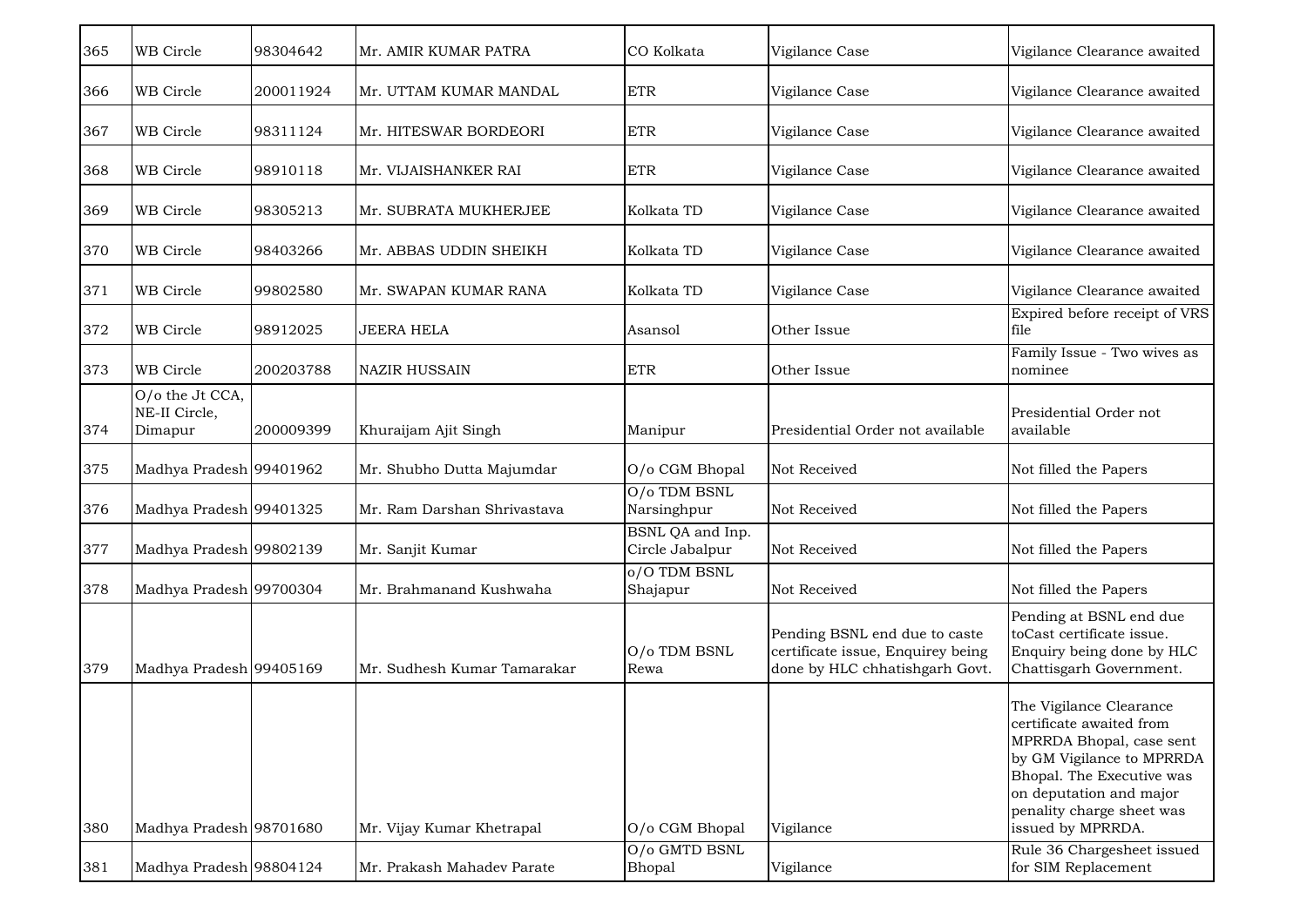| 365 | WB Circle | 98304642 | Mr. AMIR KUMAR PATRA | CO Kolkata | Vigilance Case | Vigilance Clearance awaited |
|---|---|---|---|---|---|---|
| 366 | WB Circle | 200011924 | Mr. UTTAM KUMAR MANDAL | ETR | Vigilance Case | Vigilance Clearance awaited |
| 367 | WB Circle | 98311124 | Mr. HITESWAR BORDEORI | ETR | Vigilance Case | Vigilance Clearance awaited |
| 368 | WB Circle | 98910118 | Mr. VIJAISHANKER RAI | ETR | Vigilance Case | Vigilance Clearance awaited |
| 369 | WB Circle | 98305213 | Mr. SUBRATA MUKHERJEE | Kolkata TD | Vigilance Case | Vigilance Clearance awaited |
| 370 | WB Circle | 98403266 | Mr. ABBAS UDDIN SHEIKH | Kolkata TD | Vigilance Case | Vigilance Clearance awaited |
| 371 | WB Circle | 99802580 | Mr. SWAPAN KUMAR RANA | Kolkata TD | Vigilance Case | Vigilance Clearance awaited |
| 372 | WB Circle | 98912025 | JEERA HELA | Asansol | Other Issue | Expired before receipt of VRS file |
| 373 | WB Circle | 200203788 | NAZIR HUSSAIN | ETR | Other Issue | Family Issue - Two wives as nominee |
| 374 | O/o the Jt CCA, NE-II Circle, Dimapur | 200009399 | Khuraijam Ajit Singh | Manipur | Presidential Order not available | Presidential Order not available |
| 375 | Madhya Pradesh | 99401962 | Mr. Shubho Dutta Majumdar | O/o CGM Bhopal | Not Received | Not filled the Papers |
| 376 | Madhya Pradesh | 99401325 | Mr. Ram Darshan Shrivastava | O/o TDM BSNL Narsinghpur | Not Received | Not filled the Papers |
| 377 | Madhya Pradesh | 99802139 | Mr. Sanjit Kumar | BSNL QA and Inp. Circle Jabalpur | Not Received | Not filled the Papers |
| 378 | Madhya Pradesh | 99700304 | Mr. Brahmanand Kushwaha | o/O TDM BSNL Shajapur | Not Received | Not filled the Papers |
| 379 | Madhya Pradesh | 99405169 | Mr. Sudhesh Kumar Tamarakar | O/o TDM BSNL Rewa | Pending BSNL end due to caste certificate issue, Enquirey being done by HLC chhatishgarh Govt. | Pending at BSNL end due toCast certificate issue. Enquiry being done by HLC Chattisgarh Government. |
| 380 | Madhya Pradesh | 98701680 | Mr. Vijay Kumar Khetrapal | O/o CGM Bhopal | Vigilance | The Vigilance Clearance certificate awaited from MPRRDA Bhopal, case sent by GM Vigilance to MPRRDA Bhopal. The Executive was on deputation and major penality charge sheet was issued by MPRRDA. |
| 381 | Madhya Pradesh | 98804124 | Mr. Prakash Mahadev Parate | O/o GMTD BSNL Bhopal | Vigilance | Rule 36 Chargesheet issued for SIM Replacement |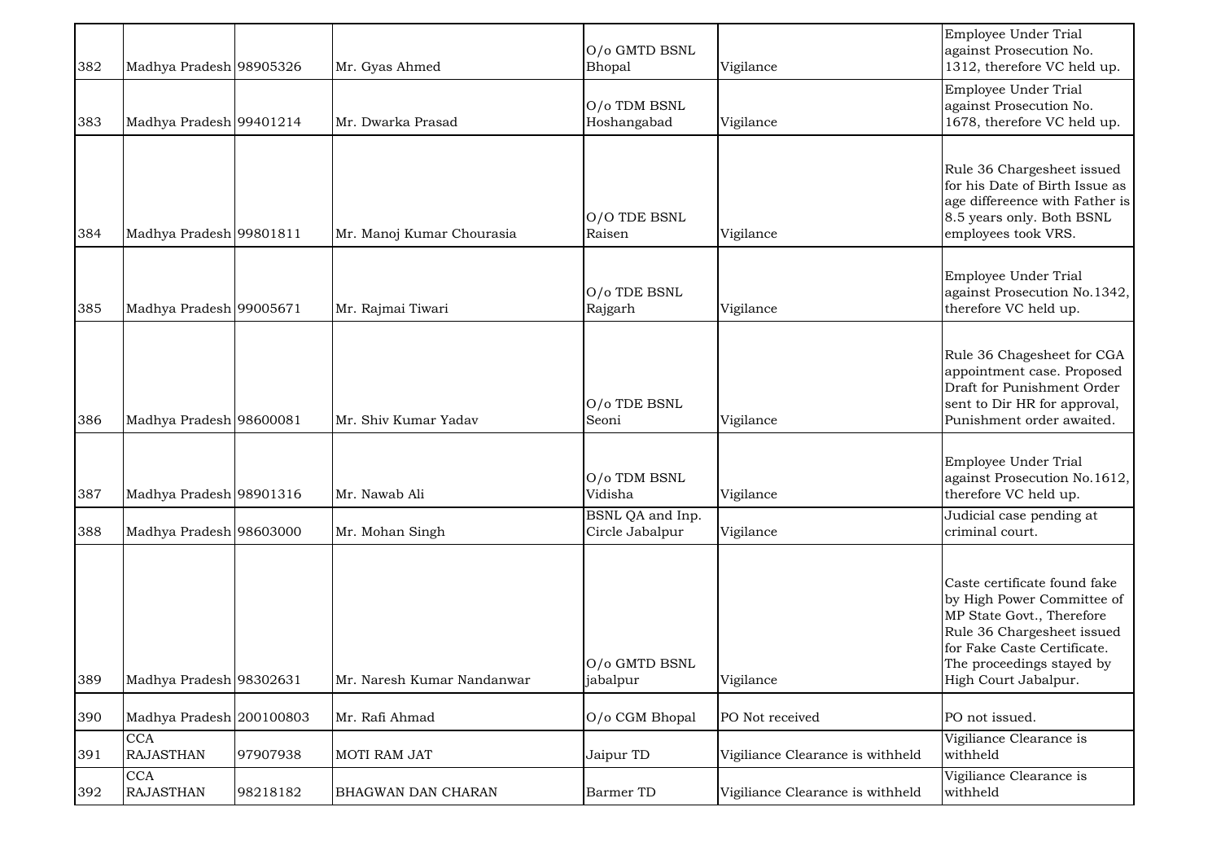| 382 | Madhya Pradesh | 98905326 | Mr. Gyas Ahmed | O/o GMTD BSNL Bhopal | Vigilance | Employee Under Trial against Prosecution No. 1312, therefore VC held up. |
|---|---|---|---|---|---|---|
| 383 | Madhya Pradesh | 99401214 | Mr. Dwarka Prasad | O/o TDM BSNL Hoshangabad | Vigilance | Employee Under Trial against Prosecution No. 1678, therefore VC held up. |
| 384 | Madhya Pradesh | 99801811 | Mr. Manoj Kumar Chourasia | O/O TDE BSNL Raisen | Vigilance | Rule 36 Chargesheet issued for his Date of Birth Issue as age differeence with Father is 8.5 years only. Both BSNL employees took VRS. |
| 385 | Madhya Pradesh | 99005671 | Mr. Rajmai Tiwari | O/o TDE BSNL Rajgarh | Vigilance | Employee Under Trial against Prosecution No.1342, therefore VC held up. |
| 386 | Madhya Pradesh | 98600081 | Mr. Shiv Kumar Yadav | O/o TDE BSNL Seoni | Vigilance | Rule 36 Chagesheet for CGA appointment case. Proposed Draft for Punishment Order sent to Dir HR for approval, Punishment order awaited. |
| 387 | Madhya Pradesh | 98901316 | Mr. Nawab Ali | O/o TDM BSNL Vidisha | Vigilance | Employee Under Trial against Prosecution No.1612, therefore VC held up. |
| 388 | Madhya Pradesh | 98603000 | Mr. Mohan Singh | BSNL QA and Inp. Circle Jabalpur | Vigilance | Judicial case pending at criminal court. |
| 389 | Madhya Pradesh | 98302631 | Mr. Naresh Kumar Nandanwar | O/o GMTD BSNL jabalpur | Vigilance | Caste certificate found fake by High Power Committee of MP State Govt., Therefore Rule 36 Chargesheet issued for Fake Caste Certificate. The proceedings stayed by High Court Jabalpur. |
| 390 | Madhya Pradesh | 200100803 | Mr. Rafi Ahmad | O/o CGM Bhopal | PO Not received | PO not issued. |
| 391 | CCA RAJASTHAN | 97907938 | MOTI RAM JAT | Jaipur TD | Vigiliance Clearance is withheld | Vigiliance Clearance is withheld |
| 392 | CCA RAJASTHAN | 98218182 | BHAGWAN DAN CHARAN | Barmer TD | Vigiliance Clearance is withheld | Vigiliance Clearance is withheld |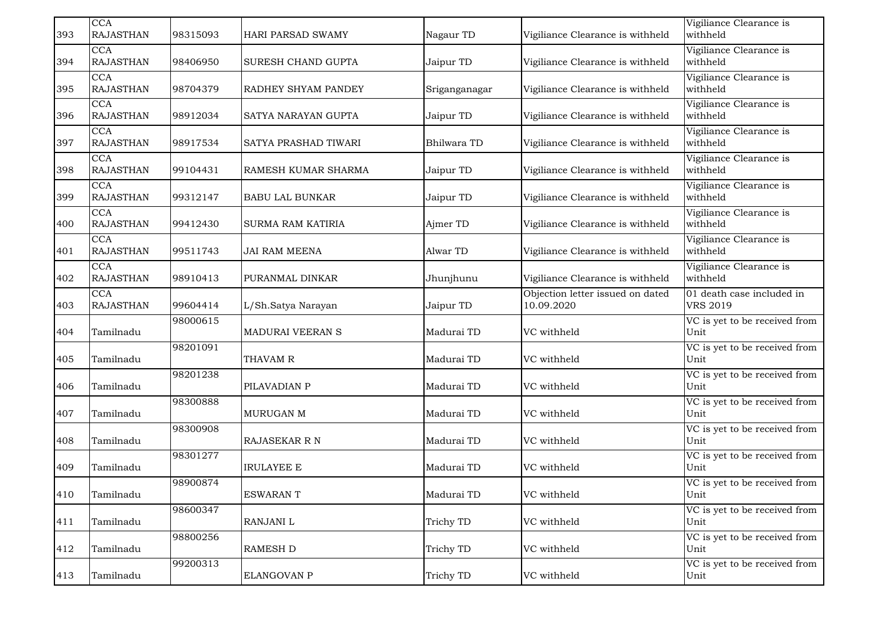| 393 | CCA RAJASTHAN | 98315093 | HARI PARSAD SWAMY | Nagaur TD | Vigiliance Clearance is withheld | Vigiliance Clearance is withheld |
|---|---|---|---|---|---|---|
| 394 | CCA RAJASTHAN | 98406950 | SURESH CHAND GUPTA | Jaipur TD | Vigiliance Clearance is withheld | Vigiliance Clearance is withheld |
| 395 | CCA RAJASTHAN | 98704379 | RADHEY SHYAM PANDEY | Sriganganagar | Vigiliance Clearance is withheld | Vigiliance Clearance is withheld |
| 396 | CCA RAJASTHAN | 98912034 | SATYA NARAYAN GUPTA | Jaipur TD | Vigiliance Clearance is withheld | Vigiliance Clearance is withheld |
| 397 | CCA RAJASTHAN | 98917534 | SATYA PRASHAD TIWARI | Bhilwara TD | Vigiliance Clearance is withheld | Vigiliance Clearance is withheld |
| 398 | CCA RAJASTHAN | 99104431 | RAMESH KUMAR SHARMA | Jaipur TD | Vigiliance Clearance is withheld | Vigiliance Clearance is withheld |
| 399 | CCA RAJASTHAN | 99312147 | BABU LAL BUNKAR | Jaipur TD | Vigiliance Clearance is withheld | Vigiliance Clearance is withheld |
| 400 | CCA RAJASTHAN | 99412430 | SURMA RAM KATIRIA | Ajmer TD | Vigiliance Clearance is withheld | Vigiliance Clearance is withheld |
| 401 | CCA RAJASTHAN | 99511743 | JAI RAM MEENA | Alwar TD | Vigiliance Clearance is withheld | Vigiliance Clearance is withheld |
| 402 | CCA RAJASTHAN | 98910413 | PURANMAL DINKAR | Jhunjhunu | Vigiliance Clearance is withheld | Vigiliance Clearance is withheld |
| 403 | CCA RAJASTHAN | 99604414 | L/Sh.Satya Narayan | Jaipur TD | Objection letter issued on dated 10.09.2020 | 01 death case included in VRS 2019 |
| 404 | Tamilnadu | 98000615 | MADURAI VEERAN S | Madurai TD | VC withheld | VC is yet to be received from Unit |
| 405 | Tamilnadu | 98201091 | THAVAM R | Madurai TD | VC withheld | VC is yet to be received from Unit |
| 406 | Tamilnadu | 98201238 | PILAVADIAN P | Madurai TD | VC withheld | VC is yet to be received from Unit |
| 407 | Tamilnadu | 98300888 | MURUGAN M | Madurai TD | VC withheld | VC is yet to be received from Unit |
| 408 | Tamilnadu | 98300908 | RAJASEKAR R N | Madurai TD | VC withheld | VC is yet to be received from Unit |
| 409 | Tamilnadu | 98301277 | IRULAYEE E | Madurai TD | VC withheld | VC is yet to be received from Unit |
| 410 | Tamilnadu | 98900874 | ESWARAN T | Madurai TD | VC withheld | VC is yet to be received from Unit |
| 411 | Tamilnadu | 98600347 | RANJANI L | Trichy TD | VC withheld | VC is yet to be received from Unit |
| 412 | Tamilnadu | 98800256 | RAMESH D | Trichy TD | VC withheld | VC is yet to be received from Unit |
| 413 | Tamilnadu | 99200313 | ELANGOVAN P | Trichy TD | VC withheld | VC is yet to be received from Unit |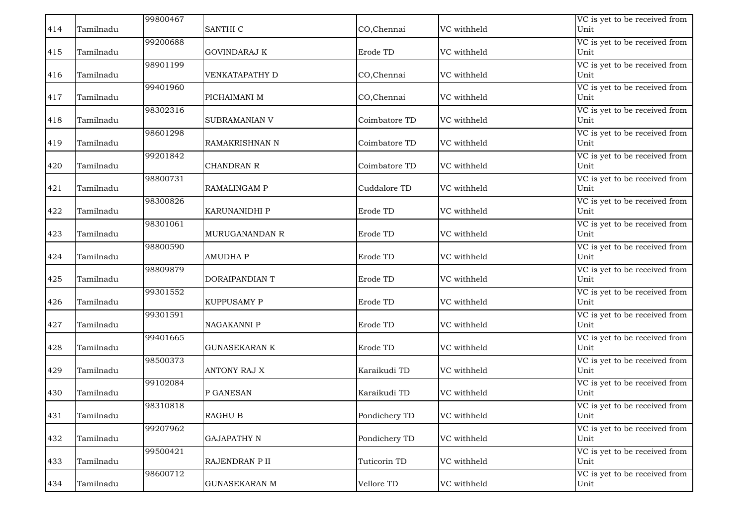| 414 | Tamilnadu | 99800467 | SANTHI C | CO,Chennai | VC withheld | VC is yet to be received from Unit |
|---|---|---|---|---|---|---|
| 415 | Tamilnadu | 99200688 | GOVINDARAJ K | Erode TD | VC withheld | VC is yet to be received from Unit |
| 416 | Tamilnadu | 98901199 | VENKATAPATHY D | CO,Chennai | VC withheld | VC is yet to be received from Unit |
| 417 | Tamilnadu | 99401960 | PICHAIMANI M | CO,Chennai | VC withheld | VC is yet to be received from Unit |
| 418 | Tamilnadu | 98302316 | SUBRAMANIAN V | Coimbatore TD | VC withheld | VC is yet to be received from Unit |
| 419 | Tamilnadu | 98601298 | RAMAKRISHNAN N | Coimbatore TD | VC withheld | VC is yet to be received from Unit |
| 420 | Tamilnadu | 99201842 | CHANDRAN R | Coimbatore TD | VC withheld | VC is yet to be received from Unit |
| 421 | Tamilnadu | 98800731 | RAMALINGAM P | Cuddalore TD | VC withheld | VC is yet to be received from Unit |
| 422 | Tamilnadu | 98300826 | KARUNANIDHI P | Erode TD | VC withheld | VC is yet to be received from Unit |
| 423 | Tamilnadu | 98301061 | MURUGANANDAN R | Erode TD | VC withheld | VC is yet to be received from Unit |
| 424 | Tamilnadu | 98800590 | AMUDHA P | Erode TD | VC withheld | VC is yet to be received from Unit |
| 425 | Tamilnadu | 98809879 | DORAIPANDIAN T | Erode TD | VC withheld | VC is yet to be received from Unit |
| 426 | Tamilnadu | 99301552 | KUPPUSAMY P | Erode TD | VC withheld | VC is yet to be received from Unit |
| 427 | Tamilnadu | 99301591 | NAGAKANNI P | Erode TD | VC withheld | VC is yet to be received from Unit |
| 428 | Tamilnadu | 99401665 | GUNASEKARAN K | Erode TD | VC withheld | VC is yet to be received from Unit |
| 429 | Tamilnadu | 98500373 | ANTONY RAJ X | Karaikudi TD | VC withheld | VC is yet to be received from Unit |
| 430 | Tamilnadu | 99102084 | P GANESAN | Karaikudi TD | VC withheld | VC is yet to be received from Unit |
| 431 | Tamilnadu | 98310818 | RAGHU B | Pondichery TD | VC withheld | VC is yet to be received from Unit |
| 432 | Tamilnadu | 99207962 | GAJAPATHY N | Pondichery TD | VC withheld | VC is yet to be received from Unit |
| 433 | Tamilnadu | 99500421 | RAJENDRAN P II | Tuticorin TD | VC withheld | VC is yet to be received from Unit |
| 434 | Tamilnadu | 98600712 | GUNASEKARAN M | Vellore TD | VC withheld | VC is yet to be received from Unit |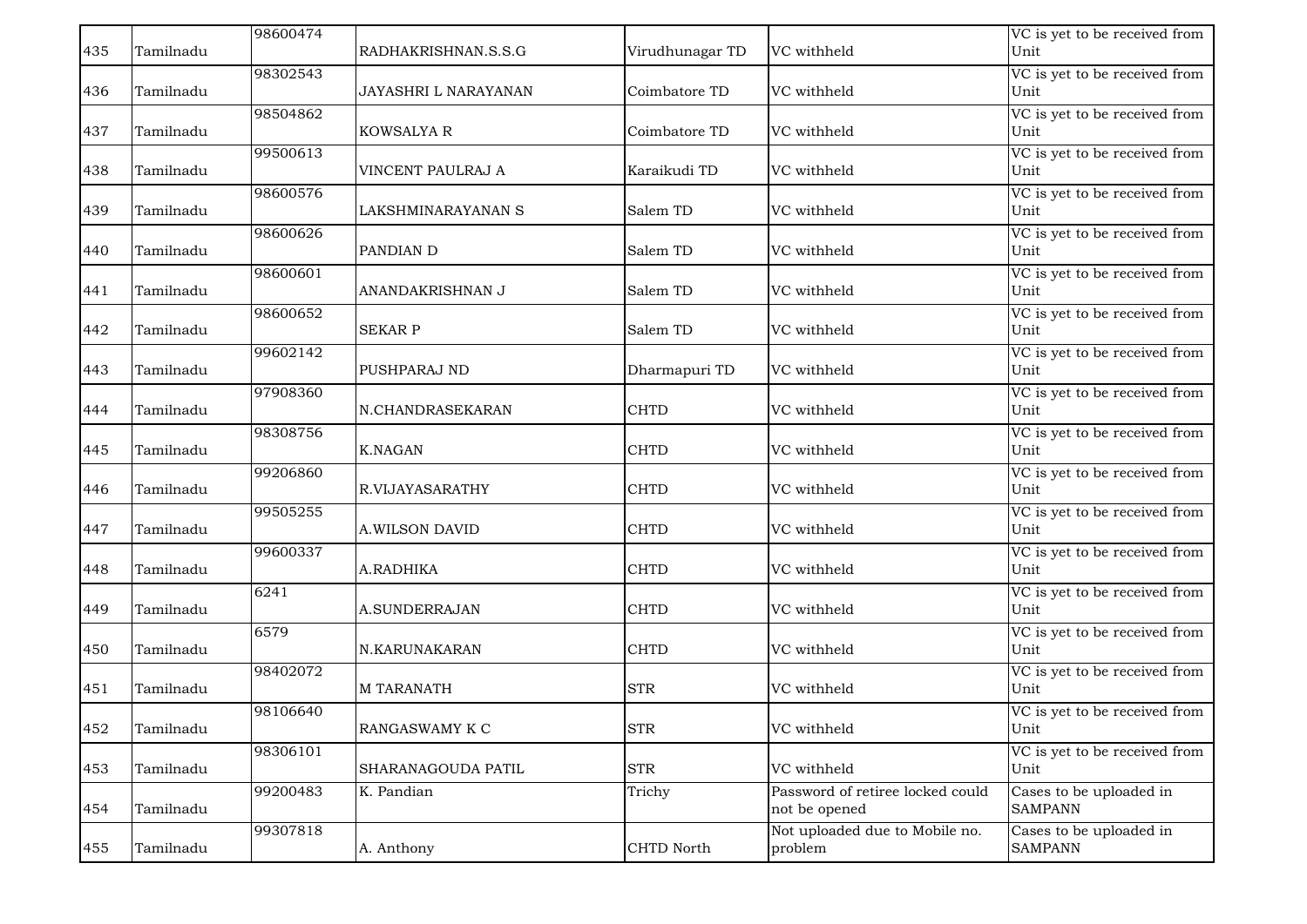| 435 | Tamilnadu | 98600474 | RADHAKRISHNAN.S.S.G | Virudhunagar TD | VC withheld | VC is yet to be received from Unit |
|---|---|---|---|---|---|---|
| 436 | Tamilnadu | 98302543 | JAYASHRI L NARAYANAN | Coimbatore TD | VC withheld | VC is yet to be received from Unit |
| 437 | Tamilnadu | 98504862 | KOWSALYA R | Coimbatore TD | VC withheld | VC is yet to be received from Unit |
| 438 | Tamilnadu | 99500613 | VINCENT PAULRAJ A | Karaikudi TD | VC withheld | VC is yet to be received from Unit |
| 439 | Tamilnadu | 98600576 | LAKSHMINARAYANAN S | Salem TD | VC withheld | VC is yet to be received from Unit |
| 440 | Tamilnadu | 98600626 | PANDIAN D | Salem TD | VC withheld | VC is yet to be received from Unit |
| 441 | Tamilnadu | 98600601 | ANANDAKRISHNAN J | Salem TD | VC withheld | VC is yet to be received from Unit |
| 442 | Tamilnadu | 98600652 | SEKAR P | Salem TD | VC withheld | VC is yet to be received from Unit |
| 443 | Tamilnadu | 99602142 | PUSHPARAJ ND | Dharmapuri TD | VC withheld | VC is yet to be received from Unit |
| 444 | Tamilnadu | 97908360 | N.CHANDRASEKARAN | CHTD | VC withheld | VC is yet to be received from Unit |
| 445 | Tamilnadu | 98308756 | K.NAGAN | CHTD | VC withheld | VC is yet to be received from Unit |
| 446 | Tamilnadu | 99206860 | R.VIJAYASARATHY | CHTD | VC withheld | VC is yet to be received from Unit |
| 447 | Tamilnadu | 99505255 | A.WILSON DAVID | CHTD | VC withheld | VC is yet to be received from Unit |
| 448 | Tamilnadu | 99600337 | A.RADHIKA | CHTD | VC withheld | VC is yet to be received from Unit |
| 449 | Tamilnadu | 6241 | A.SUNDERRAJAN | CHTD | VC withheld | VC is yet to be received from Unit |
| 450 | Tamilnadu | 6579 | N.KARUNAKARAN | CHTD | VC withheld | VC is yet to be received from Unit |
| 451 | Tamilnadu | 98402072 | M TARANATH | STR | VC withheld | VC is yet to be received from Unit |
| 452 | Tamilnadu | 98106640 | RANGASWAMY K C | STR | VC withheld | VC is yet to be received from Unit |
| 453 | Tamilnadu | 98306101 | SHARANAGOUDA PATIL | STR | VC withheld | VC is yet to be received from Unit |
| 454 | Tamilnadu | 99200483 | K. Pandian | Trichy | Password of retiree locked could not be opened | Cases to be uploaded in SAMPANN |
| 455 | Tamilnadu | 99307818 | A. Anthony | CHTD North | Not uploaded due to Mobile no. problem | Cases to be uploaded in SAMPANN |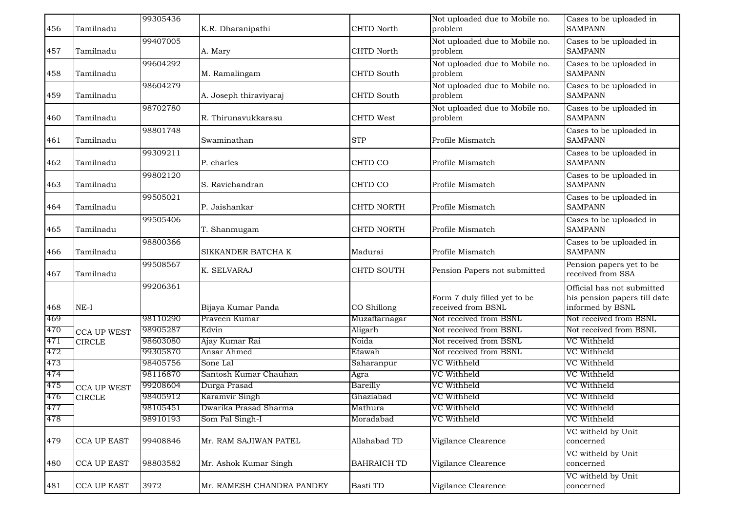| 456 | Tamilnadu | 99305436 | K.R. Dharanipathi | CHTD North | Not uploaded due to Mobile no. problem | Cases to be uploaded in SAMPANN |
|---|---|---|---|---|---|---|
| 457 | Tamilnadu | 99407005 | A. Mary | CHTD North | Not uploaded due to Mobile no. problem | Cases to be uploaded in SAMPANN |
| 458 | Tamilnadu | 99604292 | M. Ramalingam | CHTD South | Not uploaded due to Mobile no. problem | Cases to be uploaded in SAMPANN |
| 459 | Tamilnadu | 98604279 | A. Joseph thiraviyaraj | CHTD South | Not uploaded due to Mobile no. problem | Cases to be uploaded in SAMPANN |
| 460 | Tamilnadu | 98702780 | R. Thirunavukkarasu | CHTD West | Not uploaded due to Mobile no. problem | Cases to be uploaded in SAMPANN |
| 461 | Tamilnadu | 98801748 | Swaminathan | STP | Profile Mismatch | Cases to be uploaded in SAMPANN |
| 462 | Tamilnadu | 99309211 | P. charles | CHTD CO | Profile Mismatch | Cases to be uploaded in SAMPANN |
| 463 | Tamilnadu | 99802120 | S. Ravichandran | CHTD CO | Profile Mismatch | Cases to be uploaded in SAMPANN |
| 464 | Tamilnadu | 99505021 | P. Jaishankar | CHTD NORTH | Profile Mismatch | Cases to be uploaded in SAMPANN |
| 465 | Tamilnadu | 99505406 | T. Shanmugam | CHTD NORTH | Profile Mismatch | Cases to be uploaded in SAMPANN |
| 466 | Tamilnadu | 98800366 | SIKKANDER BATCHA K | Madurai | Profile Mismatch | Cases to be uploaded in SAMPANN |
| 467 | Tamilnadu | 99508567 | K. SELVARAJ | CHTD SOUTH | Pension Papers not submitted | Pension papers yet to be received from SSA |
| 468 | NE-I | 99206361 | Bijaya Kumar Panda | CO Shillong | Form 7 duly filled yet to be received from BSNL | Official has not submitted his pension papers till date informed by BSNL |
| 469 | CCA UP WEST CIRCLE | 98110290 | Praveen Kumar | Muzaffarnagar | Not received from BSNL | Not received from BSNL |
| 470 | | 98905287 | Edvin | Aligarh | Not received from BSNL | Not received from BSNL |
| 471 | | 98603080 | Ajay Kumar Rai | Noida | Not received from BSNL | VC Withheld |
| 472 | | 99305870 | Ansar Ahmed | Etawah | Not received from BSNL | VC Withheld |
| 473 | CCA UP WEST CIRCLE | 98405756 | Sone Lal | Saharanpur | VC Withheld | VC Withheld |
| 474 | | 98116870 | Santosh Kumar Chauhan | Agra | VC Withheld | VC Withheld |
| 475 | | 99208604 | Durga Prasad | Bareilly | VC Withheld | VC Withheld |
| 476 | | 98405912 | Karamvir Singh | Ghaziabad | VC Withheld | VC Withheld |
| 477 | | 98105451 | Dwarika Prasad Sharma | Mathura | VC Withheld | VC Withheld |
| 478 | | 98910193 | Som Pal Singh-I | Moradabad | VC Withheld | VC Withheld |
| 479 | CCA UP EAST | 99408846 | Mr. RAM SAJIWAN PATEL | Allahabad TD | Vigilance Clearence | VC witheld by Unit concerned |
| 480 | CCA UP EAST | 98803582 | Mr. Ashok Kumar Singh | BAHRAICH TD | Vigilance Clearence | VC witheld by Unit concerned |
| 481 | CCA UP EAST | 3972 | Mr. RAMESH CHANDRA PANDEY | Basti TD | Vigilance Clearence | VC witheld by Unit concerned |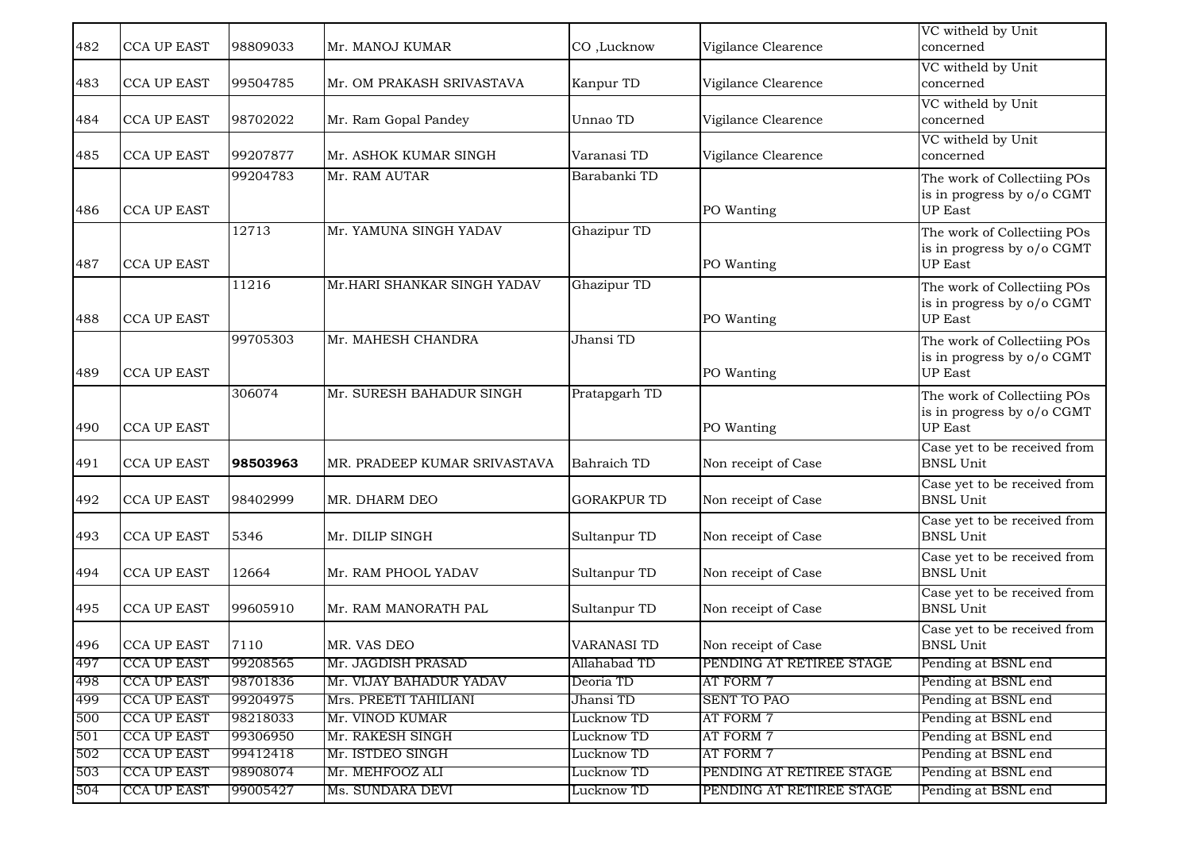| | | | | | | |
|---|---|---|---|---|---|---|
| 482 | CCA UP EAST | 98809033 | Mr. MANOJ KUMAR | CO ,Lucknow | Vigilance Clearence | VC witheld by Unit concerned |
| 483 | CCA UP EAST | 99504785 | Mr. OM PRAKASH SRIVASTAVA | Kanpur TD | Vigilance Clearence | VC witheld by Unit concerned |
| 484 | CCA UP EAST | 98702022 | Mr. Ram Gopal Pandey | Unnao TD | Vigilance Clearence | VC witheld by Unit concerned |
| 485 | CCA UP EAST | 99207877 | Mr. ASHOK KUMAR SINGH | Varanasi TD | Vigilance Clearence | VC witheld by Unit concerned |
| 486 | CCA UP EAST | 99204783 | Mr. RAM AUTAR | Barabanki TD | PO Wanting | The work of Collectiing POs is in progress by o/o CGMT UP East |
| 487 | CCA UP EAST | 12713 | Mr. YAMUNA SINGH YADAV | Ghazipur TD | PO Wanting | The work of Collectiing POs is in progress by o/o CGMT UP East |
| 488 | CCA UP EAST | 11216 | Mr.HARI SHANKAR SINGH YADAV | Ghazipur TD | PO Wanting | The work of Collectiing POs is in progress by o/o CGMT UP East |
| 489 | CCA UP EAST | 99705303 | Mr. MAHESH CHANDRA | Jhansi TD | PO Wanting | The work of Collectiing POs is in progress by o/o CGMT UP East |
| 490 | CCA UP EAST | 306074 | Mr. SURESH BAHADUR SINGH | Pratapgarh TD | PO Wanting | The work of Collectiing POs is in progress by o/o CGMT UP East |
| 491 | CCA UP EAST | **98503963** | MR. PRADEEP KUMAR SRIVASTAVA | Bahraich TD | Non receipt of Case | Case yet to be received from BNSL Unit |
| 492 | CCA UP EAST | 98402999 | MR. DHARM DEO | GORAKPUR TD | Non receipt of Case | Case yet to be received from BNSL Unit |
| 493 | CCA UP EAST | 5346 | Mr. DILIP SINGH | Sultanpur TD | Non receipt of Case | Case yet to be received from BNSL Unit |
| 494 | CCA UP EAST | 12664 | Mr. RAM PHOOL YADAV | Sultanpur TD | Non receipt of Case | Case yet to be received from BNSL Unit |
| 495 | CCA UP EAST | 99605910 | Mr. RAM MANORATH PAL | Sultanpur TD | Non receipt of Case | Case yet to be received from BNSL Unit |
| 496 | CCA UP EAST | 7110 | MR. VAS DEO | VARANASI TD | Non receipt of Case | Case yet to be received from BNSL Unit |
| 497 | CCA UP EAST | 99208565 | Mr. JAGDISH PRASAD | Allahabad TD | PENDING AT RETIREE STAGE | Pending at BSNL end |
| 498 | CCA UP EAST | 98701836 | Mr. VIJAY BAHADUR YADAV | Deoria TD | AT FORM 7 | Pending at BSNL end |
| 499 | CCA UP EAST | 99204975 | Mrs. PREETI TAHILIANI | Jhansi TD | SENT TO PAO | Pending at BSNL end |
| 500 | CCA UP EAST | 98218033 | Mr. VINOD KUMAR | Lucknow TD | AT FORM 7 | Pending at BSNL end |
| 501 | CCA UP EAST | 99306950 | Mr. RAKESH SINGH | Lucknow TD | AT FORM 7 | Pending at BSNL end |
| 502 | CCA UP EAST | 99412418 | Mr. ISTDEO SINGH | Lucknow TD | AT FORM 7 | Pending at BSNL end |
| 503 | CCA UP EAST | 98908074 | Mr. MEHFOOZ ALI | Lucknow TD | PENDING AT RETIREE STAGE | Pending at BSNL end |
| 504 | CCA UP EAST | 99005427 | Ms. SUNDARA DEVI | Lucknow TD | PENDING AT RETIREE STAGE | Pending at BSNL end |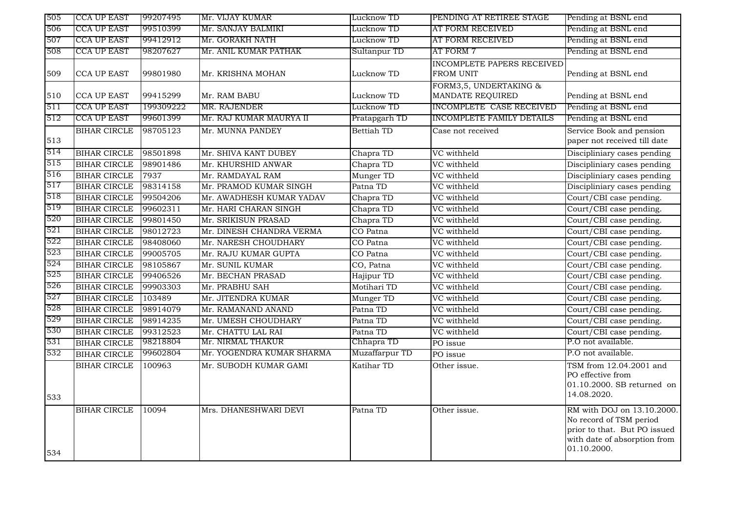| 505 | CCA UP EAST | 99207495 | Mr. VIJAY KUMAR | Lucknow TD | PENDING AT RETIREE STAGE | Pending at BSNL end |
|---|---|---|---|---|---|---|
| 506 | CCA UP EAST | 99510399 | Mr. SANJAY BALMIKI | Lucknow TD | AT FORM RECEIVED | Pending at BSNL end |
| 507 | CCA UP EAST | 99412912 | Mr. GORAKH NATH | Lucknow TD | AT FORM RECEIVED | Pending at BSNL end |
| 508 | CCA UP EAST | 98207627 | Mr. ANIL KUMAR PATHAK | Sultanpur TD | AT FORM 7 | Pending at BSNL end |
| 509 | CCA UP EAST | 99801980 | Mr. KRISHNA MOHAN | Lucknow TD | INCOMPLETE PAPERS RECEIVED FROM UNIT | Pending at BSNL end |
| 510 | CCA UP EAST | 99415299 | Mr. RAM BABU | Lucknow TD | FORM3,5, UNDERTAKING & MANDATE REQUIRED | Pending at BSNL end |
| 511 | CCA UP EAST | 199309222 | MR. RAJENDER | Lucknow TD | INCOMPLETE CASE RECEIVED | Pending at BSNL end |
| 512 | CCA UP EAST | 99601399 | Mr. RAJ KUMAR MAURYA II | Pratapgarh TD | INCOMPLETE FAMILY DETAILS | Pending at BSNL end |
| 513 | BIHAR CIRCLE | 98705123 | Mr. MUNNA PANDEY | Bettiah TD | Case not received | Service Book and pension paper not received till date |
| 514 | BIHAR CIRCLE | 98501898 | Mr. SHIVA KANT DUBEY | Chapra TD | VC withheld | Discipliniary cases pending |
| 515 | BIHAR CIRCLE | 98901486 | Mr. KHURSHID ANWAR | Chapra TD | VC withheld | Discipliniary cases pending |
| 516 | BIHAR CIRCLE | 7937 | Mr. RAMDAYAL RAM | Munger TD | VC withheld | Discipliniary cases pending |
| 517 | BIHAR CIRCLE | 98314158 | Mr. PRAMOD KUMAR SINGH | Patna TD | VC withheld | Discipliniary cases pending |
| 518 | BIHAR CIRCLE | 99504206 | Mr. AWADHESH KUMAR YADAV | Chapra TD | VC withheld | Court/CBI case pending. |
| 519 | BIHAR CIRCLE | 99602311 | Mr. HARI CHARAN SINGH | Chapra TD | VC withheld | Court/CBI case pending. |
| 520 | BIHAR CIRCLE | 99801450 | Mr. SRIKISUN PRASAD | Chapra TD | VC withheld | Court/CBI case pending. |
| 521 | BIHAR CIRCLE | 98012723 | Mr. DINESH CHANDRA VERMA | CO Patna | VC withheld | Court/CBI case pending. |
| 522 | BIHAR CIRCLE | 98408060 | Mr. NARESH CHOUDHARY | CO Patna | VC withheld | Court/CBI case pending. |
| 523 | BIHAR CIRCLE | 99005705 | Mr. RAJU KUMAR GUPTA | CO Patna | VC withheld | Court/CBI case pending. |
| 524 | BIHAR CIRCLE | 98105867 | Mr. SUNIL KUMAR | CO, Patna | VC withheld | Court/CBI case pending. |
| 525 | BIHAR CIRCLE | 99406526 | Mr. BECHAN PRASAD | Hajipur TD | VC withheld | Court/CBI case pending. |
| 526 | BIHAR CIRCLE | 99903303 | Mr. PRABHU SAH | Motihari TD | VC withheld | Court/CBI case pending. |
| 527 | BIHAR CIRCLE | 103489 | Mr. JITENDRA KUMAR | Munger TD | VC withheld | Court/CBI case pending. |
| 528 | BIHAR CIRCLE | 98914079 | Mr. RAMANAND ANAND | Patna TD | VC withheld | Court/CBI case pending. |
| 529 | BIHAR CIRCLE | 98914235 | Mr. UMESH CHOUDHARY | Patna TD | VC withheld | Court/CBI case pending. |
| 530 | BIHAR CIRCLE | 99312523 | Mr. CHATTU LAL RAI | Patna TD | VC withheld | Court/CBI case pending. |
| 531 | BIHAR CIRCLE | 98218804 | Mr. NIRMAL THAKUR | Chhapra TD | PO issue | P.O not available. |
| 532 | BIHAR CIRCLE | 99602804 | Mr. YOGENDRA KUMAR SHARMA | Muzaffarpur TD | PO issue | P.O not available. |
| 533 | BIHAR CIRCLE | 100963 | Mr. SUBODH KUMAR GAMI | Katihar TD | Other issue. | TSM from 12.04.2001 and PO effective from 01.10.2000. SB returned on 14.08.2020. |
| 534 | BIHAR CIRCLE | 10094 | Mrs. DHANESHWARI DEVI | Patna TD | Other issue. | RM with DOJ on 13.10.2000. No record of TSM period prior to that. But PO issued with date of absorption from 01.10.2000. |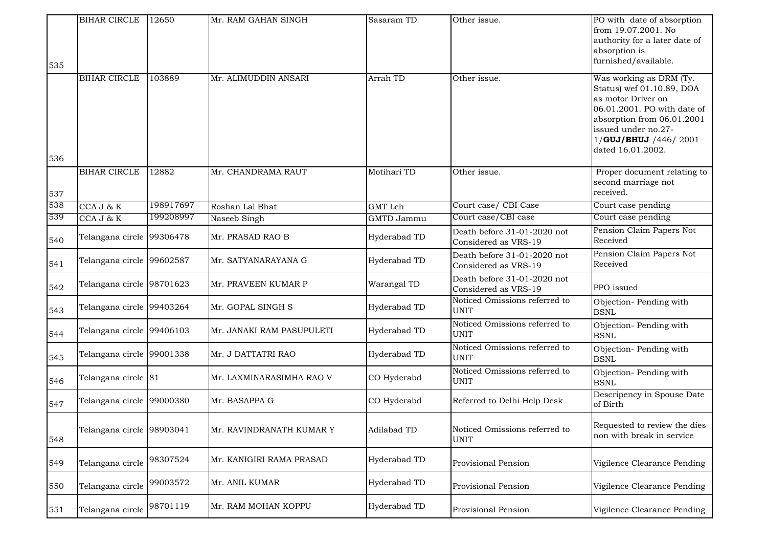| 535 | BIHAR CIRCLE | 12650 | Mr. RAM GAHAN SINGH | Sasaram TD | Other issue. | PO with date of absorption from 19.07.2001. No authority for a later date of absorption is furnished/available. |
|---|---|---|---|---|---|---|
| 536 | BIHAR CIRCLE | 103889 | Mr. ALIMUDDIN ANSARI | Arrah TD | Other issue. | Was working as DRM (Ty. Status) wef 01.10.89, DOA as motor Driver on 06.01.2001. PO with date of absorption from 06.01.2001 issued under no.27-1/**GUJ/BHUJ** /446/ 2001 dated 16.01.2002. |
| 537 | BIHAR CIRCLE | 12882 | Mr. CHANDRAMA RAUT | Motihari TD | Other issue. | Proper document relating to second marriage not received. |
| 538 | CCA J & K | 198917697 | Roshan Lal Bhat | GMT Leh | Court case/ CBI Case | Court case pending |
| 539 | CCA J & K | 199208997 | Naseeb Singh | GMTD Jammu | Court case/CBI case | Court case pending |
| 540 | Telangana circle | 99306478 | Mr. PRASAD RAO B | Hyderabad TD | Death before 31-01-2020 not Considered as VRS-19 | Pension Claim Papers Not Received |
| 541 | Telangana circle | 99602587 | Mr. SATYANARAYANA G | Hyderabad TD | Death before 31-01-2020 not Considered as VRS-19 | Pension Claim Papers Not Received |
| 542 | Telangana circle | 98701623 | Mr. PRAVEEN KUMAR P | Warangal TD | Death before 31-01-2020 not Considered as VRS-19 | PPO issued |
| 543 | Telangana circle | 99403264 | Mr. GOPAL SINGH S | Hyderabad TD | Noticed Omissions referred to UNIT | Objection- Pending with BSNL |
| 544 | Telangana circle | 99406103 | Mr. JANAKI RAM PASUPULETI | Hyderabad TD | Noticed Omissions referred to UNIT | Objection- Pending with BSNL |
| 545 | Telangana circle | 99001338 | Mr. J DATTATRI RAO | Hyderabad TD | Noticed Omissions referred to UNIT | Objection- Pending with BSNL |
| 546 | Telangana circle | 81 | Mr. LAXMINARASIMHA RAO V | CO Hyderabd | Noticed Omissions referred to UNIT | Objection- Pending with BSNL |
| 547 | Telangana circle | 99000380 | Mr. BASAPPA G | CO Hyderabd | Referred to Delhi Help Desk | Descripency in Spouse Date of Birth |
| 548 | Telangana circle | 98903041 | Mr. RAVINDRANATH KUMAR Y | Adilabad TD | Noticed Omissions referred to UNIT | Requested to review the dies non with break in service |
| 549 | Telangana circle | 98307524 | Mr. KANIGIRI RAMA PRASAD | Hyderabad TD | Provisional Pension | Vigilence Clearance Pending |
| 550 | Telangana circle | 99003572 | Mr. ANIL KUMAR | Hyderabad TD | Provisional Pension | Vigilence Clearance Pending |
| 551 | Telangana circle | 98701119 | Mr. RAM MOHAN KOPPU | Hyderabad TD | Provisional Pension | Vigilence Clearance Pending |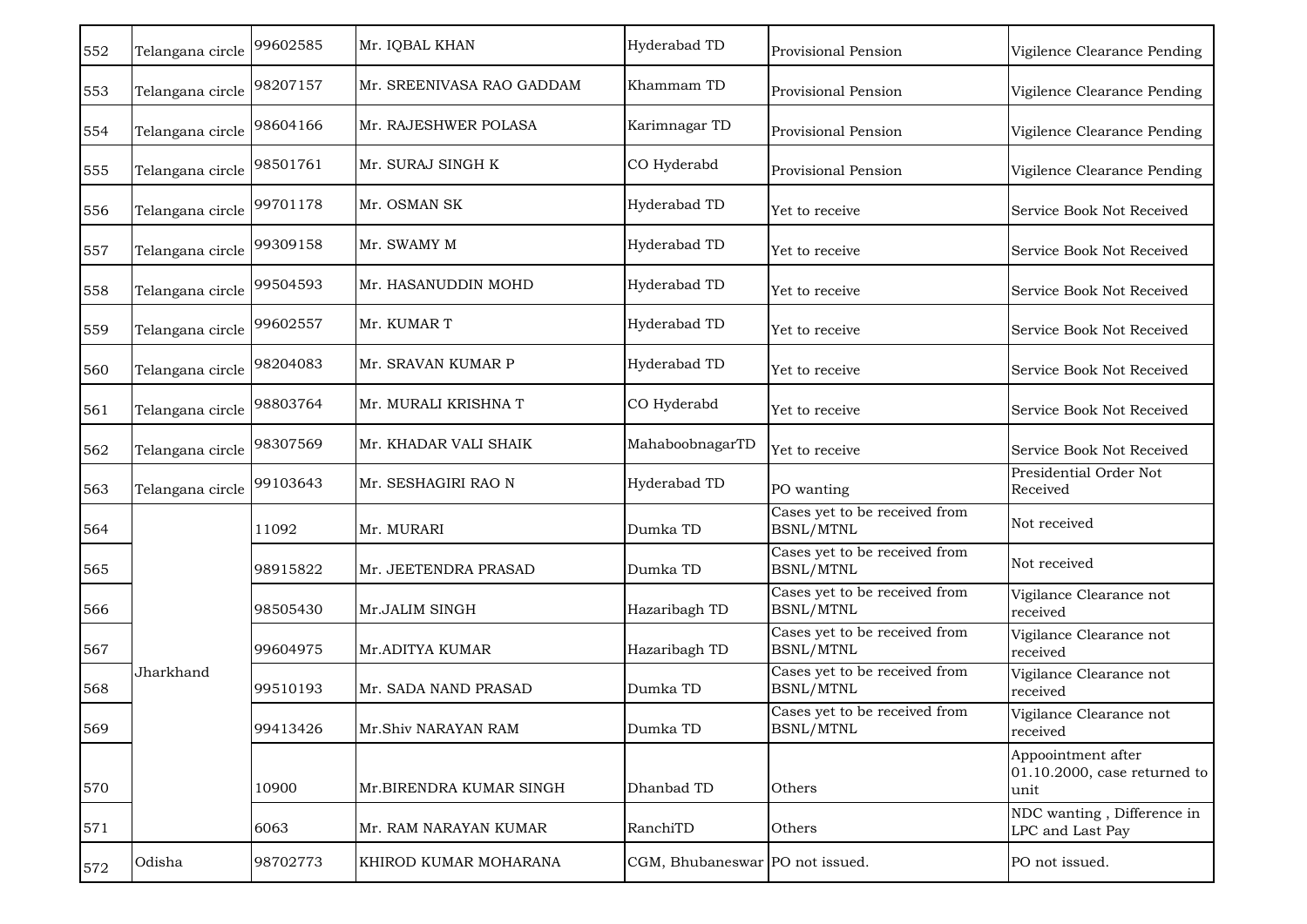| 552 | Telangana circle | 99602585 | Mr. IQBAL KHAN | Hyderabad TD | Provisional Pension | Vigilence Clearance Pending |
|---|---|---|---|---|---|---|
| 553 | Telangana circle | 98207157 | Mr. SREENIVASA RAO GADDAM | Khammam TD | Provisional Pension | Vigilence Clearance Pending |
| 554 | Telangana circle | 98604166 | Mr. RAJESHWER POLASA | Karimnagar TD | Provisional Pension | Vigilence Clearance Pending |
| 555 | Telangana circle | 98501761 | Mr. SURAJ SINGH K | CO Hyderabd | Provisional Pension | Vigilence Clearance Pending |
| 556 | Telangana circle | 99701178 | Mr. OSMAN SK | Hyderabad TD | Yet to receive | Service Book Not Received |
| 557 | Telangana circle | 99309158 | Mr. SWAMY M | Hyderabad TD | Yet to receive | Service Book Not Received |
| 558 | Telangana circle | 99504593 | Mr. HASANUDDIN MOHD | Hyderabad TD | Yet to receive | Service Book Not Received |
| 559 | Telangana circle | 99602557 | Mr. KUMAR T | Hyderabad TD | Yet to receive | Service Book Not Received |
| 560 | Telangana circle | 98204083 | Mr. SRAVAN KUMAR P | Hyderabad TD | Yet to receive | Service Book Not Received |
| 561 | Telangana circle | 98803764 | Mr. MURALI KRISHNA T | CO Hyderabd | Yet to receive | Service Book Not Received |
| 562 | Telangana circle | 98307569 | Mr. KHADAR VALI SHAIK | MahaboobnagarTD | Yet to receive | Service Book Not Received |
| 563 | Telangana circle | 99103643 | Mr. SESHAGIRI RAO N | Hyderabad TD | PO wanting | Presidential Order Not Received |
| 564 | Jharkhand | 11092 | Mr. MURARI | Dumka TD | Cases yet to be received from BSNL/MTNL | Not received |
| 565 | | 98915822 | Mr. JEETENDRA PRASAD | Dumka TD | Cases yet to be received from BSNL/MTNL | Not received |
| 566 | | 98505430 | Mr.JALIM SINGH | Hazaribagh TD | Cases yet to be received from BSNL/MTNL | Vigilance Clearance not received |
| 567 | | 99604975 | Mr.ADITYA KUMAR | Hazaribagh TD | Cases yet to be received from BSNL/MTNL | Vigilance Clearance not received |
| 568 | | 99510193 | Mr. SADA NAND PRASAD | Dumka TD | Cases yet to be received from BSNL/MTNL | Vigilance Clearance not received |
| 569 | | 99413426 | Mr.Shiv NARAYAN RAM | Dumka TD | Cases yet to be received from BSNL/MTNL | Vigilance Clearance not received |
| 570 | | 10900 | Mr.BIRENDRA KUMAR SINGH | Dhanbad TD | Others | Appoointment after 01.10.2000, case returned to unit |
| 571 | | 6063 | Mr. RAM NARAYAN KUMAR | RanchiTD | Others | NDC wanting , Difference in LPC and Last Pay |
| 572 | Odisha | 98702773 | KHIROD KUMAR MOHARANA | CGM, Bhubaneswar | PO not issued. | PO not issued. |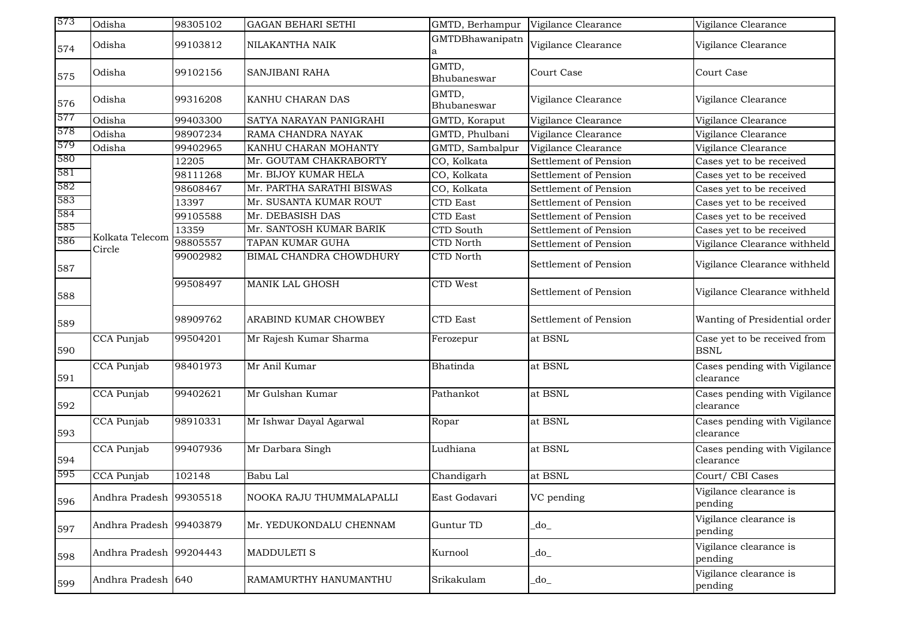| 573 | Odisha | 98305102 | GAGAN BEHARI SETHI | GMTD, Berhampur | Vigilance Clearance | Vigilance Clearance |
|---|---|---|---|---|---|---|
| 574 | Odisha | 99103812 | NILAKANTHA NAIK | GMTDBhawanipatna | Vigilance Clearance | Vigilance Clearance |
| 575 | Odisha | 99102156 | SANJIBANI RAHA | GMTD, Bhubaneswar | Court Case | Court Case |
| 576 | Odisha | 99316208 | KANHU CHARAN DAS | GMTD, Bhubaneswar | Vigilance Clearance | Vigilance Clearance |
| 577 | Odisha | 99403300 | SATYA NARAYAN PANIGRAHI | GMTD, Koraput | Vigilance Clearance | Vigilance Clearance |
| 578 | Odisha | 98907234 | RAMA CHANDRA NAYAK | GMTD, Phulbani | Vigilance Clearance | Vigilance Clearance |
| 579 | Odisha | 99402965 | KANHU CHARAN MOHANTY | GMTD, Sambalpur | Vigilance Clearance | Vigilance Clearance |
| 580 | Kolkata Telecom Circle | 12205 | Mr. GOUTAM CHAKRABORTY | CO, Kolkata | Settlement of Pension | Cases yet to be received |
| 581 | | 98111268 | Mr. BIJOY KUMAR HELA | CO, Kolkata | Settlement of Pension | Cases yet to be received |
| 582 | | 98608467 | Mr. PARTHA SARATHI BISWAS | CO, Kolkata | Settlement of Pension | Cases yet to be received |
| 583 | | 13397 | Mr. SUSANTA KUMAR ROUT | CTD East | Settlement of Pension | Cases yet to be received |
| 584 | | 99105588 | Mr. DEBASISH DAS | CTD East | Settlement of Pension | Cases yet to be received |
| 585 | | 13359 | Mr. SANTOSH KUMAR BARIK | CTD South | Settlement of Pension | Cases yet to be received |
| 586 | | 98805557 | TAPAN KUMAR GUHA | CTD North | Settlement of Pension | Vigilance Clearance withheld |
| 587 | | 99002982 | BIMAL CHANDRA CHOWDHURY | CTD North | Settlement of Pension | Vigilance Clearance withheld |
| 588 | | 99508497 | MANIK LAL GHOSH | CTD West | Settlement of Pension | Vigilance Clearance withheld |
| 589 | | 98909762 | ARABIND KUMAR CHOWBEY | CTD East | Settlement of Pension | Wanting of Presidential order |
| 590 | CCA Punjab | 99504201 | Mr Rajesh Kumar Sharma | Ferozepur | at BSNL | Case yet to be received from BSNL |
| 591 | CCA Punjab | 98401973 | Mr Anil Kumar | Bhatinda | at BSNL | Cases pending with Vigilance clearance |
| 592 | CCA Punjab | 99402621 | Mr Gulshan Kumar | Pathankot | at BSNL | Cases pending with Vigilance clearance |
| 593 | CCA Punjab | 98910331 | Mr Ishwar Dayal Agarwal | Ropar | at BSNL | Cases pending with Vigilance clearance |
| 594 | CCA Punjab | 99407936 | Mr Darbara Singh | Ludhiana | at BSNL | Cases pending with Vigilance clearance |
| 595 | CCA Punjab | 102148 | Babu Lal | Chandigarh | at BSNL | Court/ CBI Cases |
| 596 | Andhra Pradesh | 99305518 | NOOKA RAJU THUMMALAPALLI | East Godavari | VC pending | Vigilance clearance is pending |
| 597 | Andhra Pradesh | 99403879 | Mr. YEDUKONDALU CHENNAM | Guntur TD | _do_ | Vigilance clearance is pending |
| 598 | Andhra Pradesh | 99204443 | MADDULETI S | Kurnool | _do_ | Vigilance clearance is pending |
| 599 | Andhra Pradesh | 640 | RAMAMURTHY HANUMANTHU | Srikakulam | _do_ | Vigilance clearance is pending |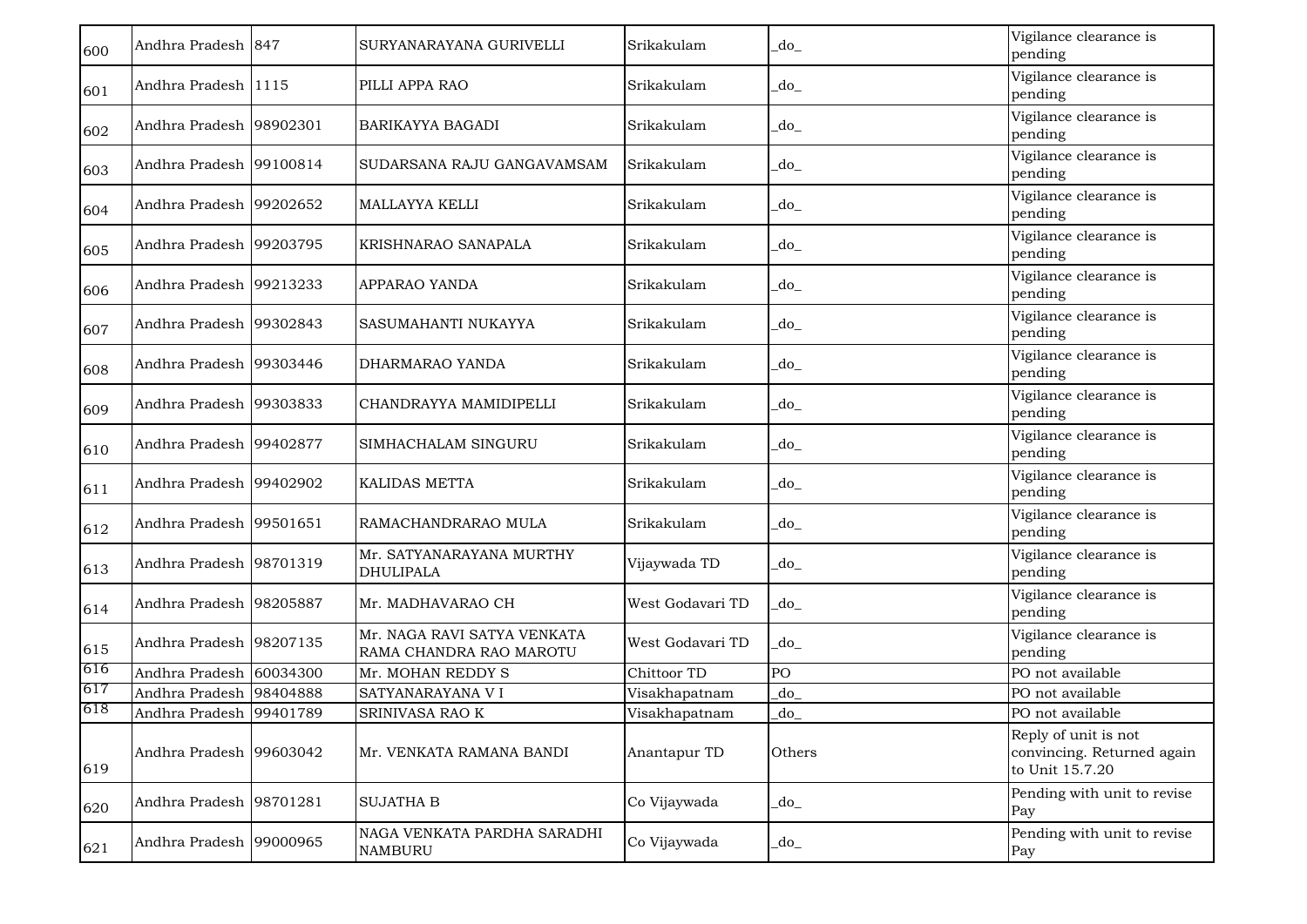| 600 | Andhra Pradesh | 847 | SURYANARAYANA GURIVELLI | Srikakulam | _do_ | Vigilance clearance is pending |
|---|---|---|---|---|---|---|
| 601 | Andhra Pradesh | 1115 | PILLI APPA RAO | Srikakulam | _do_ | Vigilance clearance is pending |
| 602 | Andhra Pradesh | 98902301 | BARIKAYYA BAGADI | Srikakulam | _do_ | Vigilance clearance is pending |
| 603 | Andhra Pradesh | 99100814 | SUDARSANA RAJU GANGAVAMSAM | Srikakulam | _do_ | Vigilance clearance is pending |
| 604 | Andhra Pradesh | 99202652 | MALLAYYA KELLI | Srikakulam | _do_ | Vigilance clearance is pending |
| 605 | Andhra Pradesh | 99203795 | KRISHNARAO SANAPALA | Srikakulam | _do_ | Vigilance clearance is pending |
| 606 | Andhra Pradesh | 99213233 | APPARAO YANDA | Srikakulam | _do_ | Vigilance clearance is pending |
| 607 | Andhra Pradesh | 99302843 | SASUMAHANTI NUKAYYA | Srikakulam | _do_ | Vigilance clearance is pending |
| 608 | Andhra Pradesh | 99303446 | DHARMARAO YANDA | Srikakulam | _do_ | Vigilance clearance is pending |
| 609 | Andhra Pradesh | 99303833 | CHANDRAYYA MAMIDIPELLI | Srikakulam | _do_ | Vigilance clearance is pending |
| 610 | Andhra Pradesh | 99402877 | SIMHACHALAM SINGURU | Srikakulam | _do_ | Vigilance clearance is pending |
| 611 | Andhra Pradesh | 99402902 | KALIDAS METTA | Srikakulam | _do_ | Vigilance clearance is pending |
| 612 | Andhra Pradesh | 99501651 | RAMACHANDRARAO MULA | Srikakulam | _do_ | Vigilance clearance is pending |
| 613 | Andhra Pradesh | 98701319 | Mr. SATYANARAYANA MURTHY DHULIPALA | Vijaywada TD | _do_ | Vigilance clearance is pending |
| 614 | Andhra Pradesh | 98205887 | Mr. MADHAVARAO CH | West Godavari TD | _do_ | Vigilance clearance is pending |
| 615 | Andhra Pradesh | 98207135 | Mr. NAGA RAVI SATYA VENKATA RAMA CHANDRA RAO MAROTU | West Godavari TD | _do_ | Vigilance clearance is pending |
| 616 | Andhra Pradesh | 60034300 | Mr. MOHAN REDDY S | Chittoor TD | PO | PO not available |
| 617 | Andhra Pradesh | 98404888 | SATYANARAYANA V I | Visakhapatnam | _do_ | PO not available |
| 618 | Andhra Pradesh | 99401789 | SRINIVASA RAO K | Visakhapatnam | _do_ | PO not available |
| 619 | Andhra Pradesh | 99603042 | Mr. VENKATA RAMANA BANDI | Anantapur TD | Others | Reply of unit is not convincing. Returned again to Unit 15.7.20 |
| 620 | Andhra Pradesh | 98701281 | SUJATHA B | Co Vijaywada | _do_ | Pending with unit to revise Pay |
| 621 | Andhra Pradesh | 99000965 | NAGA VENKATA PARDHA SARADHI NAMBURU | Co Vijaywada | _do_ | Pending with unit to revise Pay |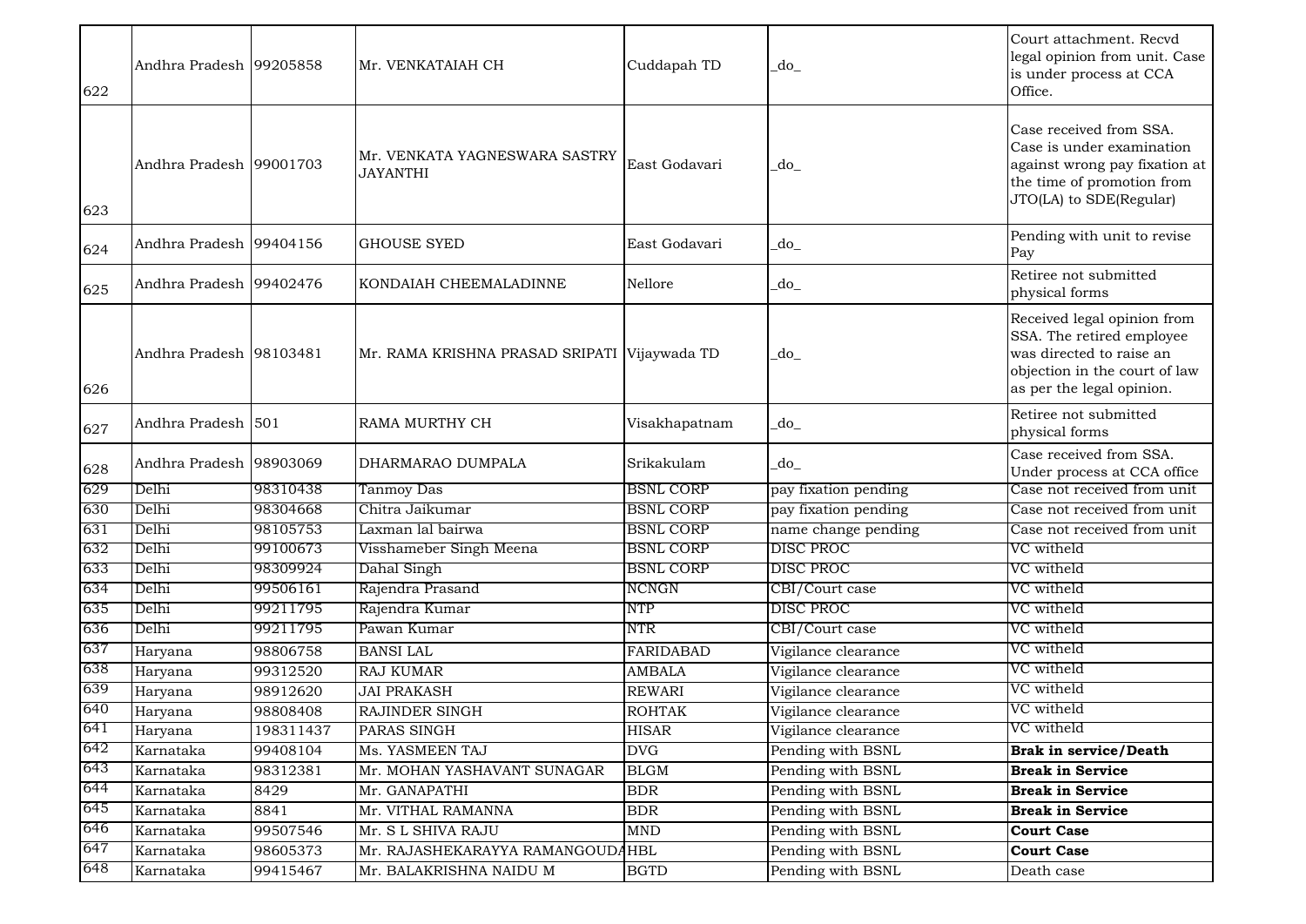| | | | | | | |
|---|---|---|---|---|---|---|
| 622 | Andhra Pradesh | 99205858 | Mr. VENKATAIAH CH | Cuddapah TD | _do_ | Court attachment. Recvd legal opinion from unit. Case is under process at CCA Office. |
| 623 | Andhra Pradesh | 99001703 | Mr. VENKATA YAGNESWARA SASTRY JAYANTHI | East Godavari | _do_ | Case received from SSA. Case is under examination against wrong pay fixation at the time of promotion from JTO(LA) to SDE(Regular) |
| 624 | Andhra Pradesh | 99404156 | GHOUSE SYED | East Godavari | _do_ | Pending with unit to revise Pay |
| 625 | Andhra Pradesh | 99402476 | KONDAIAH CHEEMALADINNE | Nellore | _do_ | Retiree not submitted physical forms |
| 626 | Andhra Pradesh | 98103481 | Mr. RAMA KRISHNA PRASAD SRIPATI | Vijaywada TD | _do_ | Received legal opinion from SSA. The retired employee was directed to raise an objection in the court of law as per the legal opinion. |
| 627 | Andhra Pradesh | 501 | RAMA MURTHY CH | Visakhapatnam | _do_ | Retiree not submitted physical forms |
| 628 | Andhra Pradesh | 98903069 | DHARMARAO DUMPALA | Srikakulam | _do_ | Case received from SSA. Under process at CCA office |
| 629 | Delhi | 98310438 | Tanmoy Das | BSNL CORP | pay fixation pending | Case not received from unit |
| 630 | Delhi | 98304668 | Chitra Jaikumar | BSNL CORP | pay fixation pending | Case not received from unit |
| 631 | Delhi | 98105753 | Laxman lal bairwa | BSNL CORP | name change pending | Case not received from unit |
| 632 | Delhi | 99100673 | Visshameber Singh Meena | BSNL CORP | DISC PROC | VC witheld |
| 633 | Delhi | 98309924 | Dahal Singh | BSNL CORP | DISC PROC | VC witheld |
| 634 | Delhi | 99506161 | Rajendra Prasand | NCNGN | CBI/Court case | VC witheld |
| 635 | Delhi | 99211795 | Rajendra Kumar | NTP | DISC PROC | VC witheld |
| 636 | Delhi | 99211795 | Pawan Kumar | NTR | CBI/Court case | VC witheld |
| 637 | Haryana | 98806758 | BANSI LAL | FARIDABAD | Vigilance clearance | VC witheld |
| 638 | Haryana | 99312520 | RAJ KUMAR | AMBALA | Vigilance clearance | VC witheld |
| 639 | Haryana | 98912620 | JAI PRAKASH | REWARI | Vigilance clearance | VC witheld |
| 640 | Haryana | 98808408 | RAJINDER SINGH | ROHTAK | Vigilance clearance | VC witheld |
| 641 | Haryana | 198311437 | PARAS SINGH | HISAR | Vigilance clearance | VC witheld |
| 642 | Karnataka | 99408104 | Ms. YASMEEN TAJ | DVG | Pending with BSNL | **Brak in service/Death** |
| 643 | Karnataka | 98312381 | Mr. MOHAN YASHAVANT SUNAGAR | BLGM | Pending with BSNL | **Break in Service** |
| 644 | Karnataka | 8429 | Mr. GANAPATHI | BDR | Pending with BSNL | **Break in Service** |
| 645 | Karnataka | 8841 | Mr. VITHAL RAMANNA | BDR | Pending with BSNL | **Break in Service** |
| 646 | Karnataka | 99507546 | Mr. S L SHIVA RAJU | MND | Pending with BSNL | **Court Case** |
| 647 | Karnataka | 98605373 | Mr. RAJASHEKARAYYA RAMANGOUDA | HBL | Pending with BSNL | **Court Case** |
| 648 | Karnataka | 99415467 | Mr. BALAKRISHNA NAIDU M | BGTD | Pending with BSNL | Death case |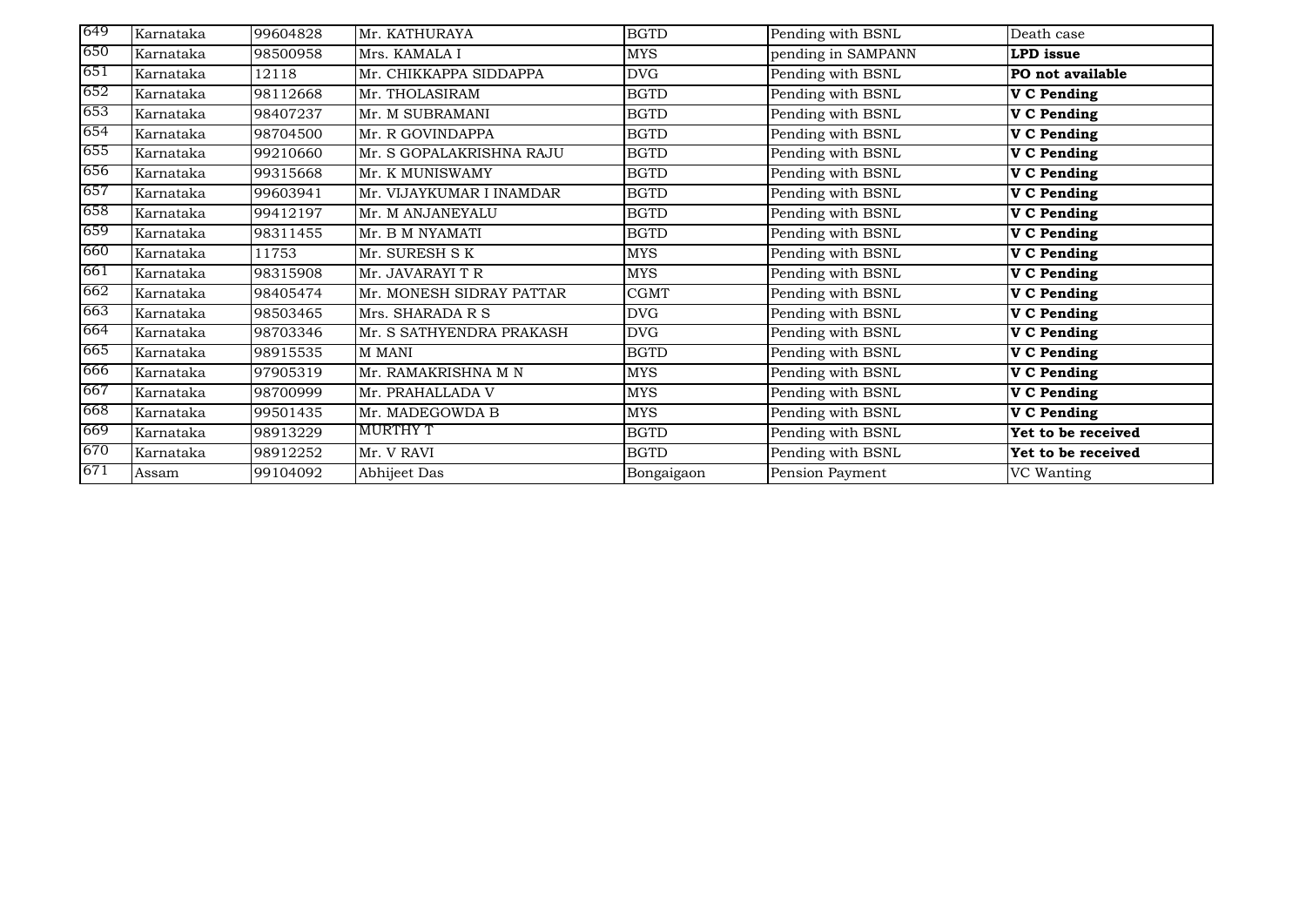| | | | | | | |
|---|---|---|---|---|---|---|
| 649 | Karnataka | 99604828 | Mr. KATHURAYA | BGTD | Pending with BSNL | Death case |
| 650 | Karnataka | 98500958 | Mrs. KAMALA I | MYS | pending in SAMPANN | **LPD issue** |
| 651 | Karnataka | 12118 | Mr. CHIKKAPPA SIDDAPPA | DVG | Pending with BSNL | **PO not available** |
| 652 | Karnataka | 98112668 | Mr. THOLASIRAM | BGTD | Pending with BSNL | **V C Pending** |
| 653 | Karnataka | 98407237 | Mr. M SUBRAMANI | BGTD | Pending with BSNL | **V C Pending** |
| 654 | Karnataka | 98704500 | Mr. R GOVINDAPPA | BGTD | Pending with BSNL | **V C Pending** |
| 655 | Karnataka | 99210660 | Mr. S GOPALAKRISHNA RAJU | BGTD | Pending with BSNL | **V C Pending** |
| 656 | Karnataka | 99315668 | Mr. K MUNISWAMY | BGTD | Pending with BSNL | **V C Pending** |
| 657 | Karnataka | 99603941 | Mr. VIJAYKUMAR I INAMDAR | BGTD | Pending with BSNL | **V C Pending** |
| 658 | Karnataka | 99412197 | Mr. M ANJANEYALU | BGTD | Pending with BSNL | **V C Pending** |
| 659 | Karnataka | 98311455 | Mr. B M NYAMATI | BGTD | Pending with BSNL | **V C Pending** |
| 660 | Karnataka | 11753 | Mr. SURESH S K | MYS | Pending with BSNL | **V C Pending** |
| 661 | Karnataka | 98315908 | Mr. JAVARAYI T R | MYS | Pending with BSNL | **V C Pending** |
| 662 | Karnataka | 98405474 | Mr. MONESH SIDRAY PATTAR | CGMT | Pending with BSNL | **V C Pending** |
| 663 | Karnataka | 98503465 | Mrs. SHARADA R S | DVG | Pending with BSNL | **V C Pending** |
| 664 | Karnataka | 98703346 | Mr. S SATHYENDRA PRAKASH | DVG | Pending with BSNL | **V C Pending** |
| 665 | Karnataka | 98915535 | M MANI | BGTD | Pending with BSNL | **V C Pending** |
| 666 | Karnataka | 97905319 | Mr. RAMAKRISHNA M N | MYS | Pending with BSNL | **V C Pending** |
| 667 | Karnataka | 98700999 | Mr. PRAHALLADA V | MYS | Pending with BSNL | **V C Pending** |
| 668 | Karnataka | 99501435 | Mr. MADEGOWDA B | MYS | Pending with BSNL | **V C Pending** |
| 669 | Karnataka | 98913229 | MURTHY T | BGTD | Pending with BSNL | **Yet to be received** |
| 670 | Karnataka | 98912252 | Mr. V RAVI | BGTD | Pending with BSNL | **Yet to be received** |
| 671 | Assam | 99104092 | Abhijeet Das | Bongaigaon | Pension Payment | VC Wanting |